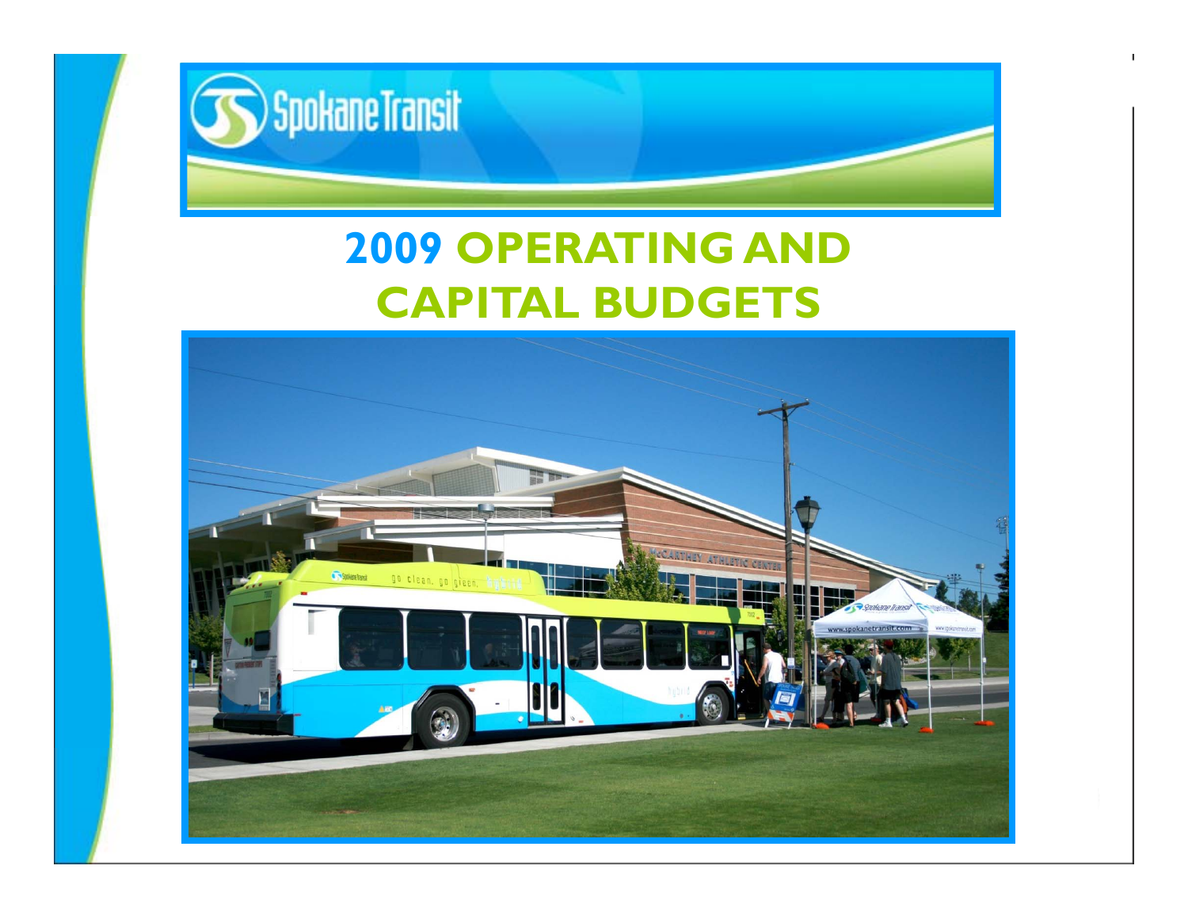Spokane Transit

# 2009 OPERATING AND CAPITAL BUDGETS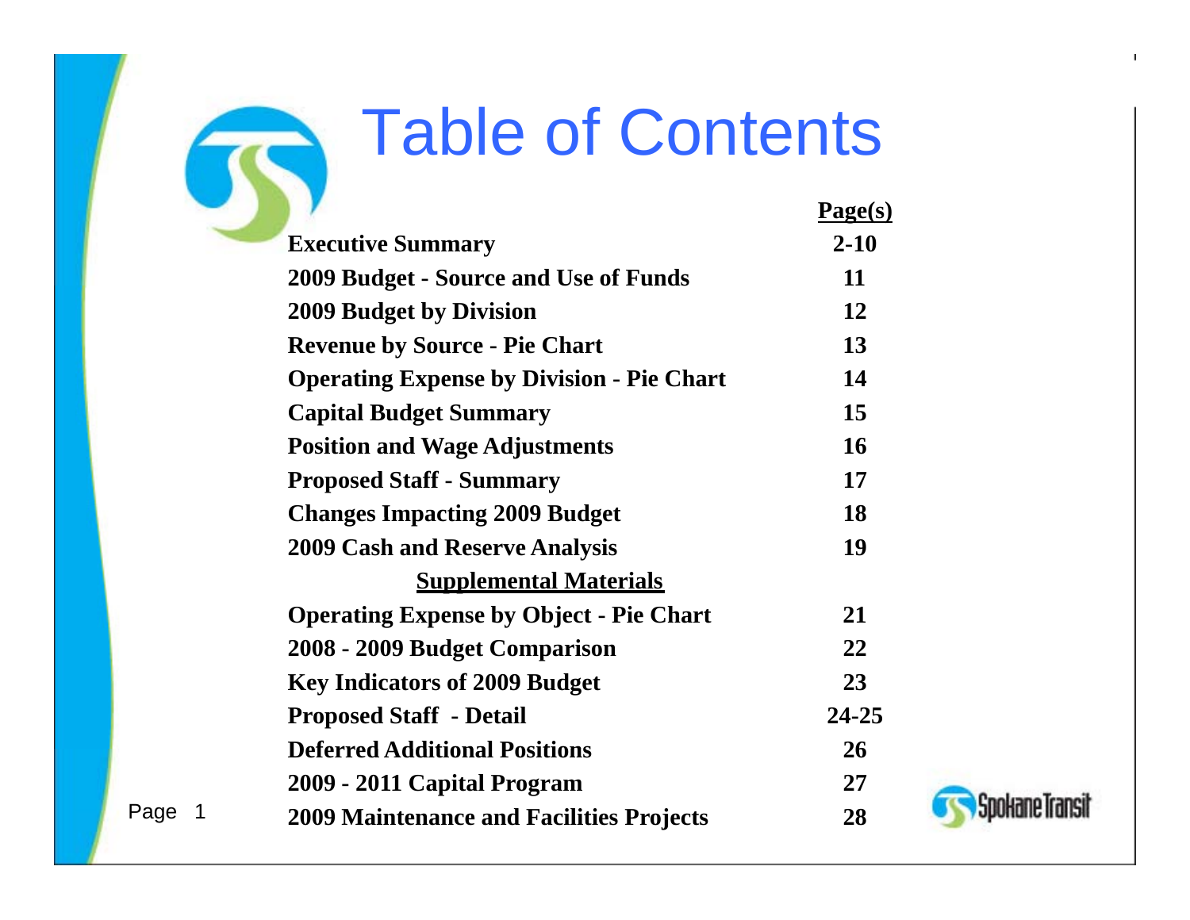# Table of Contents

| | Page(s) |
|---|---|
| Executive Summary | 2-10 |
| 2009 Budget - Source and Use of Funds | 11 |
| 2009 Budget by Division | 12 |
| Revenue by Source - Pie Chart | 13 |
| Operating Expense by Division - Pie Chart | 14 |
| Capital Budget Summary | 15 |
| Position and Wage Adjustments | 16 |
| Proposed Staff - Summary | 17 |
| Changes Impacting 2009 Budget | 18 |
| 2009 Cash and Reserve Analysis | 19 |
| **Supplemental Materials** | |
| Operating Expense by Object - Pie Chart | 21 |
| 2008 - 2009 Budget Comparison | 22 |
| Key Indicators of 2009 Budget | 23 |
| Proposed Staff - Detail | 24-25 |
| Deferred Additional Positions | 26 |
| 2009 - 2011 Capital Program | 27 |
| 2009 Maintenance and Facilities Projects | 28 |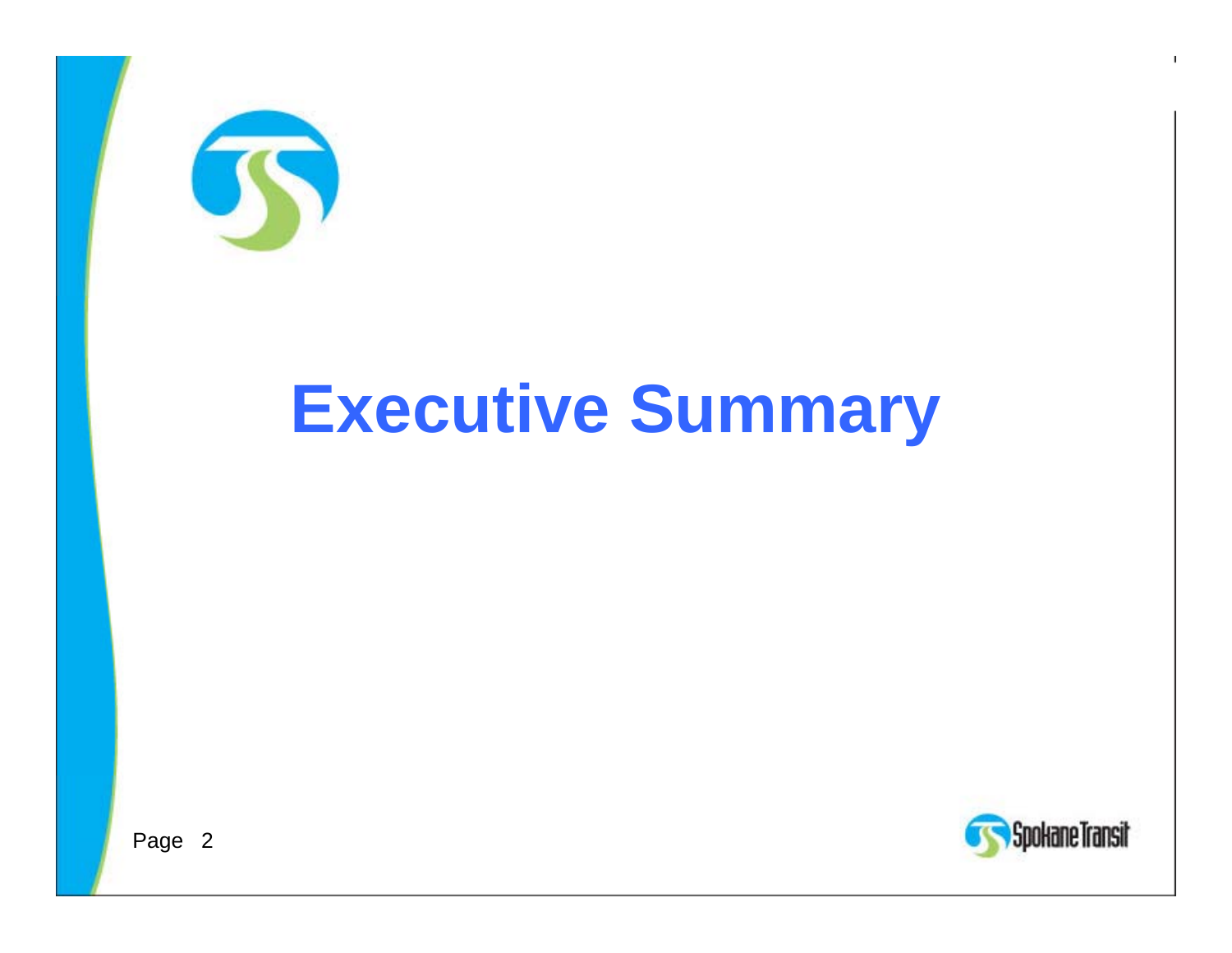# Executive Summary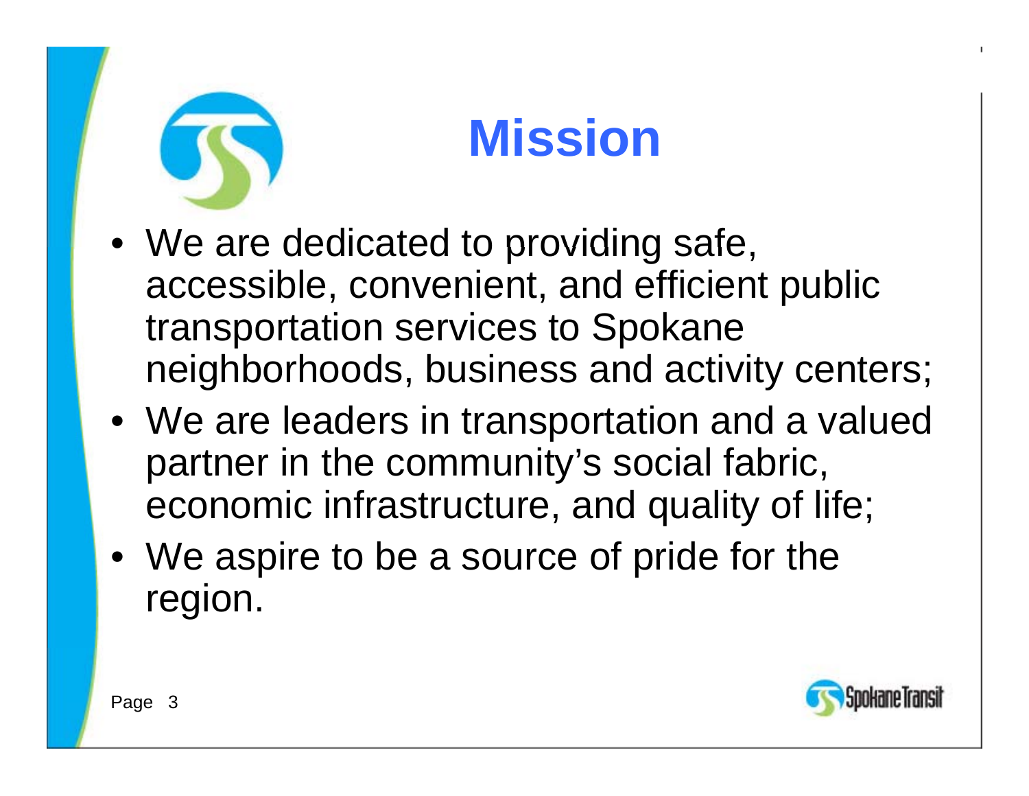# Mission

- We are dedicated to providing safe, accessible, convenient, and efficient public transportation services to Spokane neighborhoods, business and activity centers;
- We are leaders in transportation and a valued partner in the community's social fabric, economic infrastructure, and quality of life;
- We aspire to be a source of pride for the region.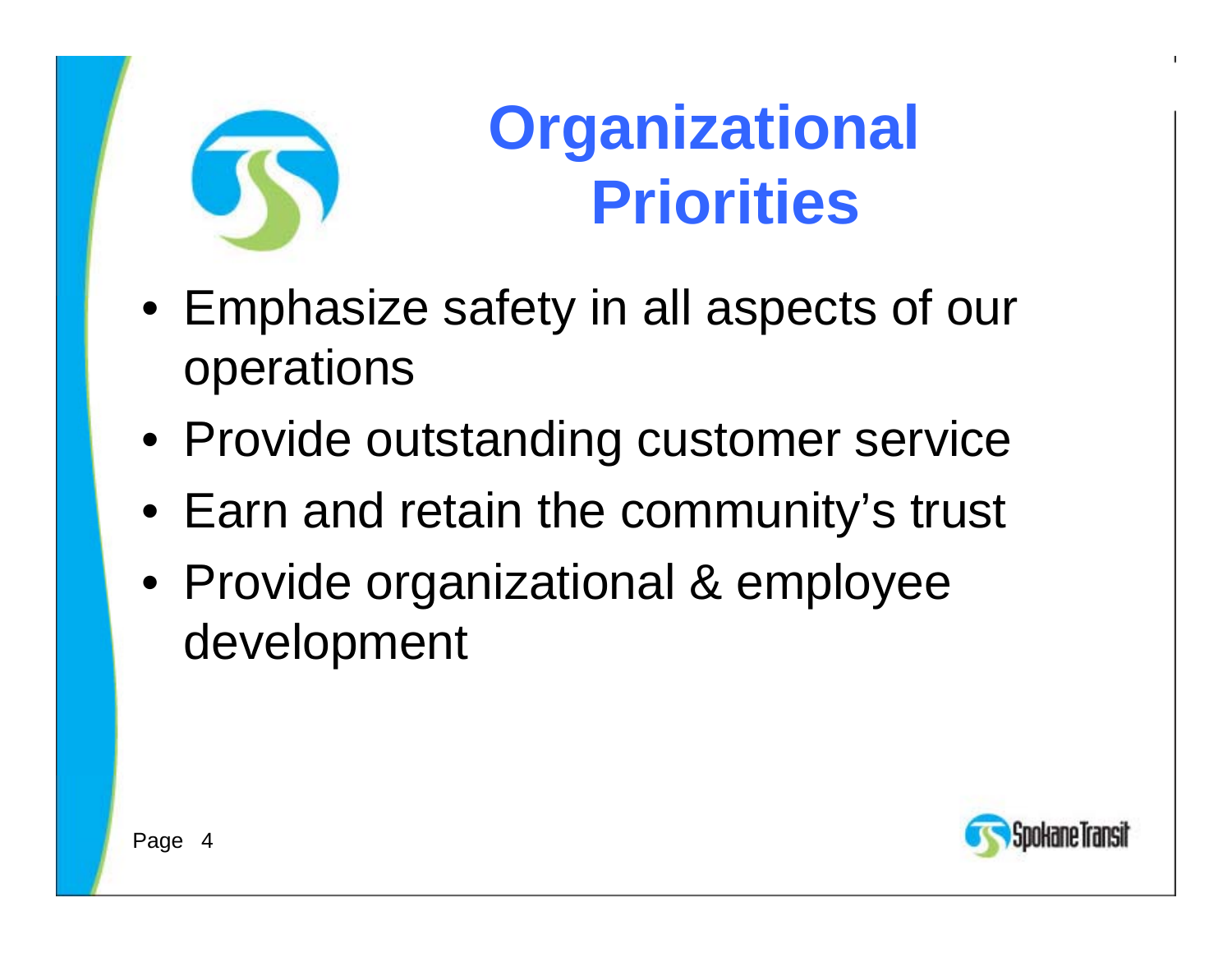# Organizational Priorities

- Emphasize safety in all aspects of our operations
- Provide outstanding customer service
- Earn and retain the community's trust
- Provide organizational & employee development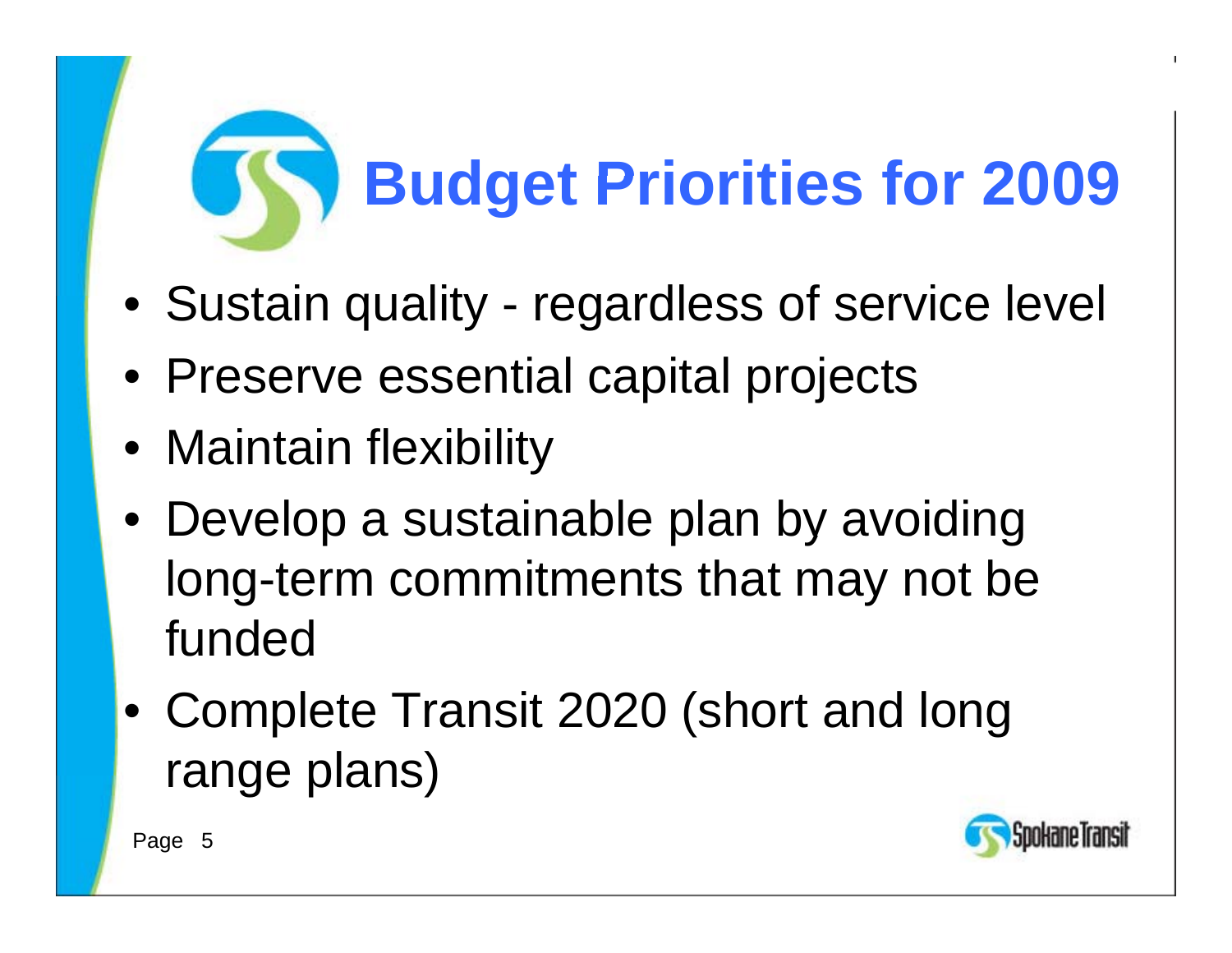# Budget Priorities for 2009

- Sustain quality - regardless of service level
- Preserve essential capital projects
- Maintain flexibility
- Develop a sustainable plan by avoiding long-term commitments that may not be funded
- Complete Transit 2020 (short and long range plans)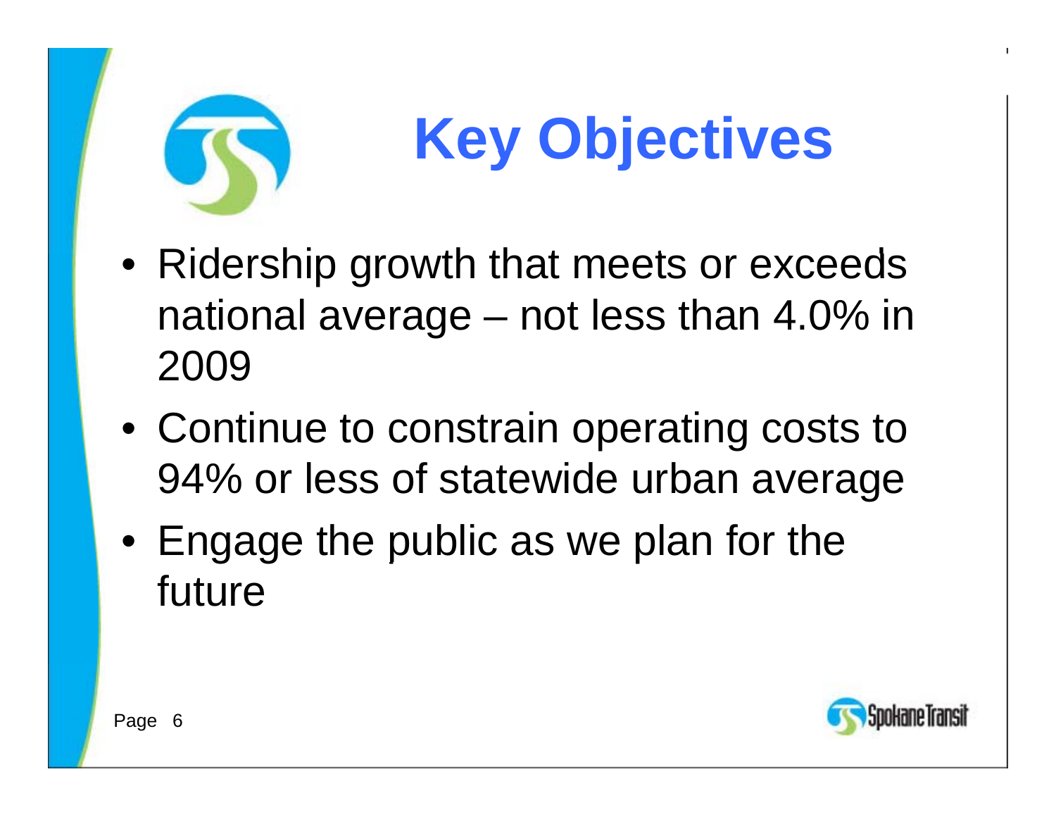# Key Objectives

- Ridership growth that meets or exceeds national average – not less than 4.0% in 2009
- Continue to constrain operating costs to 94% or less of statewide urban average
- Engage the public as we plan for the future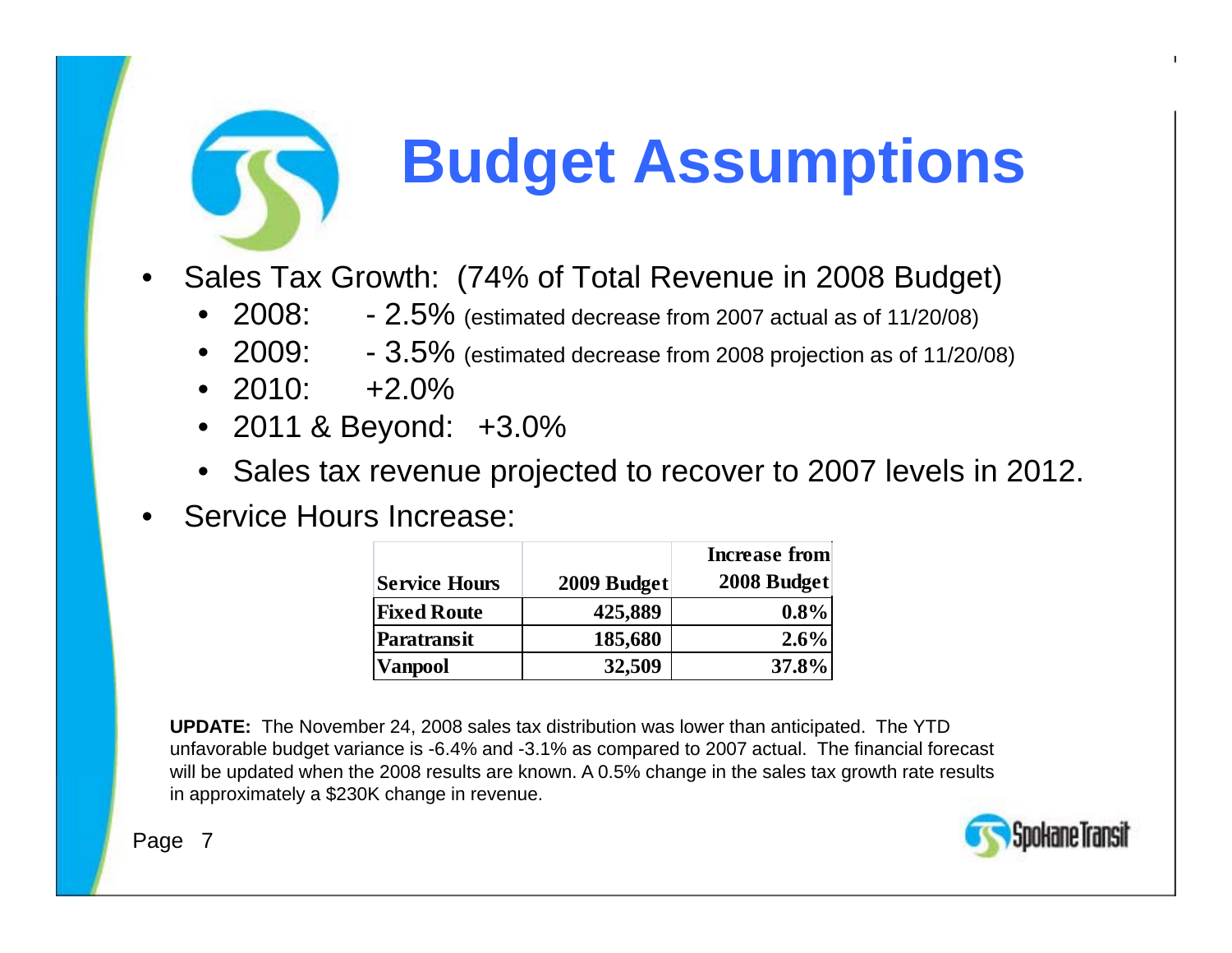# Budget Assumptions

- Sales Tax Growth: (74% of Total Revenue in 2008 Budget)
  - 2008: - 2.5% (estimated decrease from 2007 actual as of 11/20/08)
  - 2009: - 3.5% (estimated decrease from 2008 projection as of 11/20/08)
  - 2010: +2.0%
  - 2011 & Beyond: +3.0%
  - Sales tax revenue projected to recover to 2007 levels in 2012.
- Service Hours Increase:

| Service Hours | 2009 Budget | Increase from 2008 Budget |
|---|---|---|
| Fixed Route | 425,889 | 0.8% |
| Paratransit | 185,680 | 2.6% |
| Vanpool | 32,509 | 37.8% |

**UPDATE:** The November 24, 2008 sales tax distribution was lower than anticipated. The YTD unfavorable budget variance is -6.4% and -3.1% as compared to 2007 actual. The financial forecast will be updated when the 2008 results are known. A 0.5% change in the sales tax growth rate results in approximately a $230K change in revenue.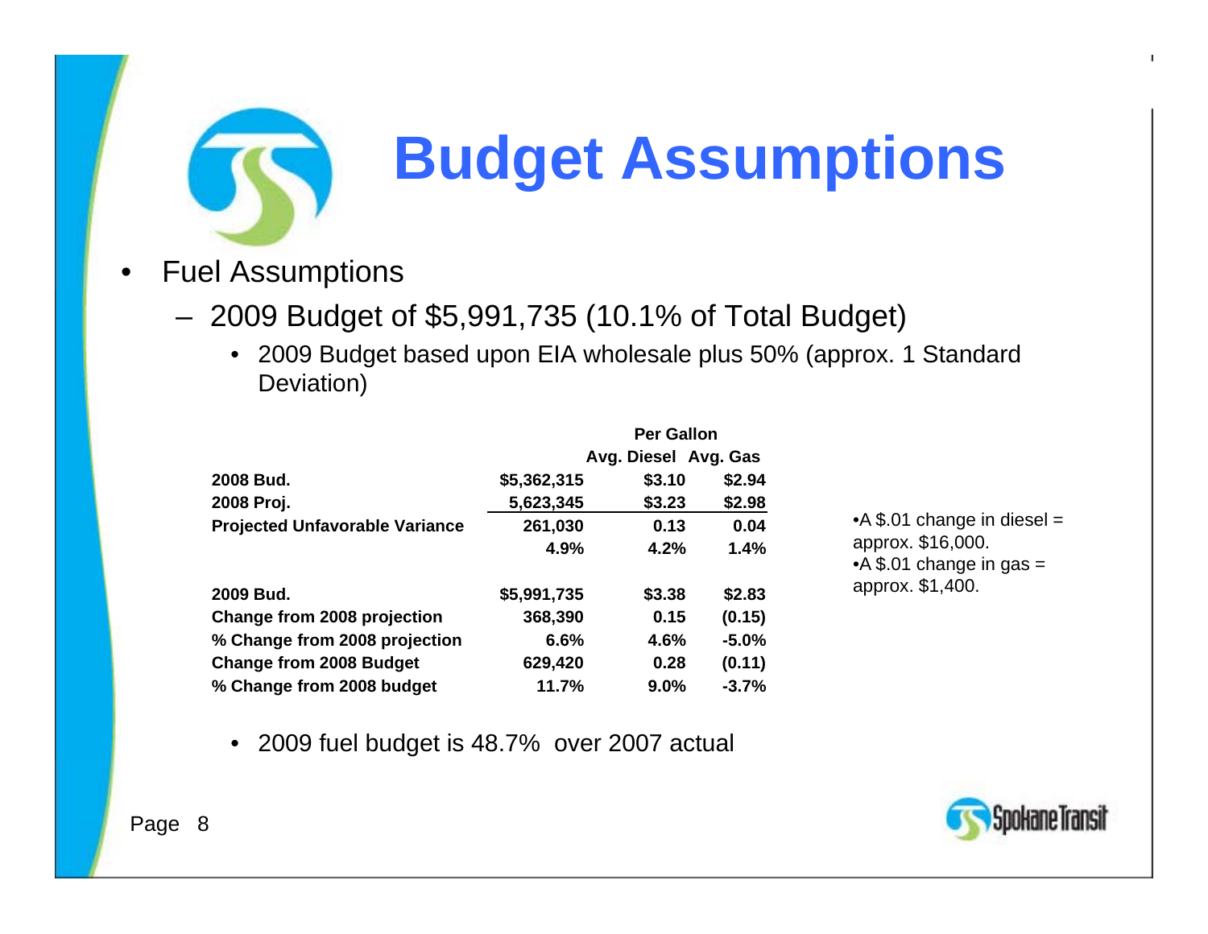# Budget Assumptions

- Fuel Assumptions
  - 2009 Budget of $5,991,735 (10.1% of Total Budget)
    - 2009 Budget based upon EIA wholesale plus 50% (approx. 1 Standard Deviation)

| | | Per Gallon | |
|---|---|---|---|
| | | Avg. Diesel | Avg. Gas |
| **2008 Bud.** | **$5,362,315** | **$3.10** | **$2.94** |
| **2008 Proj.** | **5,623,345** | **$3.23** | **$2.98** |
| **Projected Unfavorable Variance** | **261,030** | **0.13** | **0.04** |
| | **4.9%** | **4.2%** | **1.4%** |
| | | | |
| **2009 Bud.** | **$5,991,735** | **$3.38** | **$2.83** |
| **Change from 2008 projection** | **368,390** | **0.15** | **(0.15)** |
| **% Change from 2008 projection** | **6.6%** | **4.6%** | **-5.0%** |
| **Change from 2008 Budget** | **629,420** | **0.28** | **(0.11)** |
| **% Change from 2008 budget** | **11.7%** | **9.0%** | **-3.7%** |

- A $.01 change in diesel = approx. $16,000.
- A $.01 change in gas = approx. $1,400.

- 2009 fuel budget is 48.7% over 2007 actual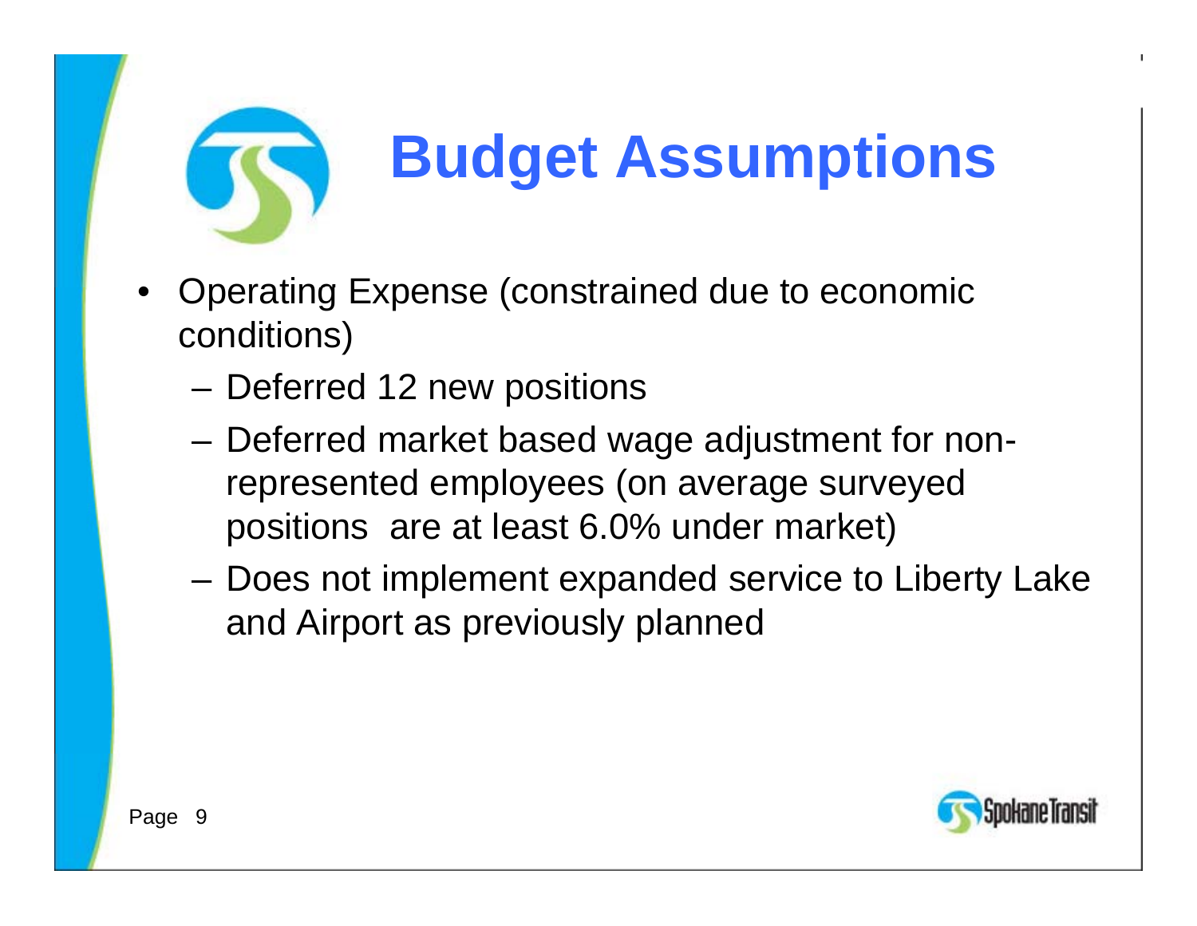# Budget Assumptions

- Operating Expense (constrained due to economic conditions)
  - Deferred 12 new positions
  - Deferred market based wage adjustment for non-represented employees (on average surveyed positions  are at least 6.0% under market)
  - Does not implement expanded service to Liberty Lake and Airport as previously planned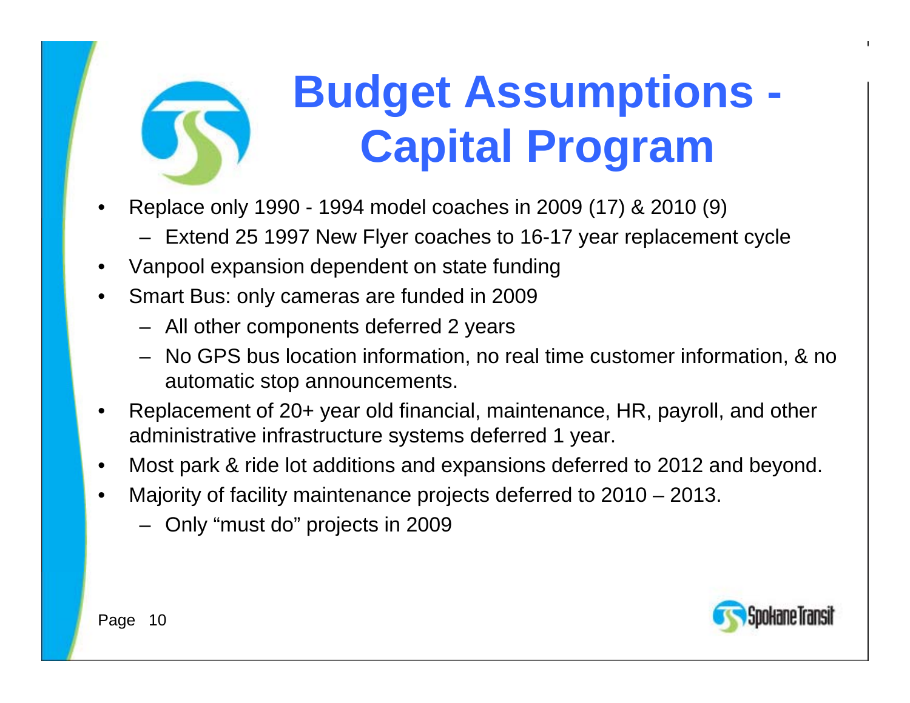# Budget Assumptions - Capital Program

- Replace only 1990 - 1994 model coaches in 2009 (17) & 2010 (9)
  - Extend 25 1997 New Flyer coaches to 16-17 year replacement cycle
- Vanpool expansion dependent on state funding
- Smart Bus: only cameras are funded in 2009
  - All other components deferred 2 years
  - No GPS bus location information, no real time customer information, & no automatic stop announcements.
- Replacement of 20+ year old financial, maintenance, HR, payroll, and other administrative infrastructure systems deferred 1 year.
- Most park & ride lot additions and expansions deferred to 2012 and beyond.
- Majority of facility maintenance projects deferred to 2010 – 2013.
  - Only "must do" projects in 2009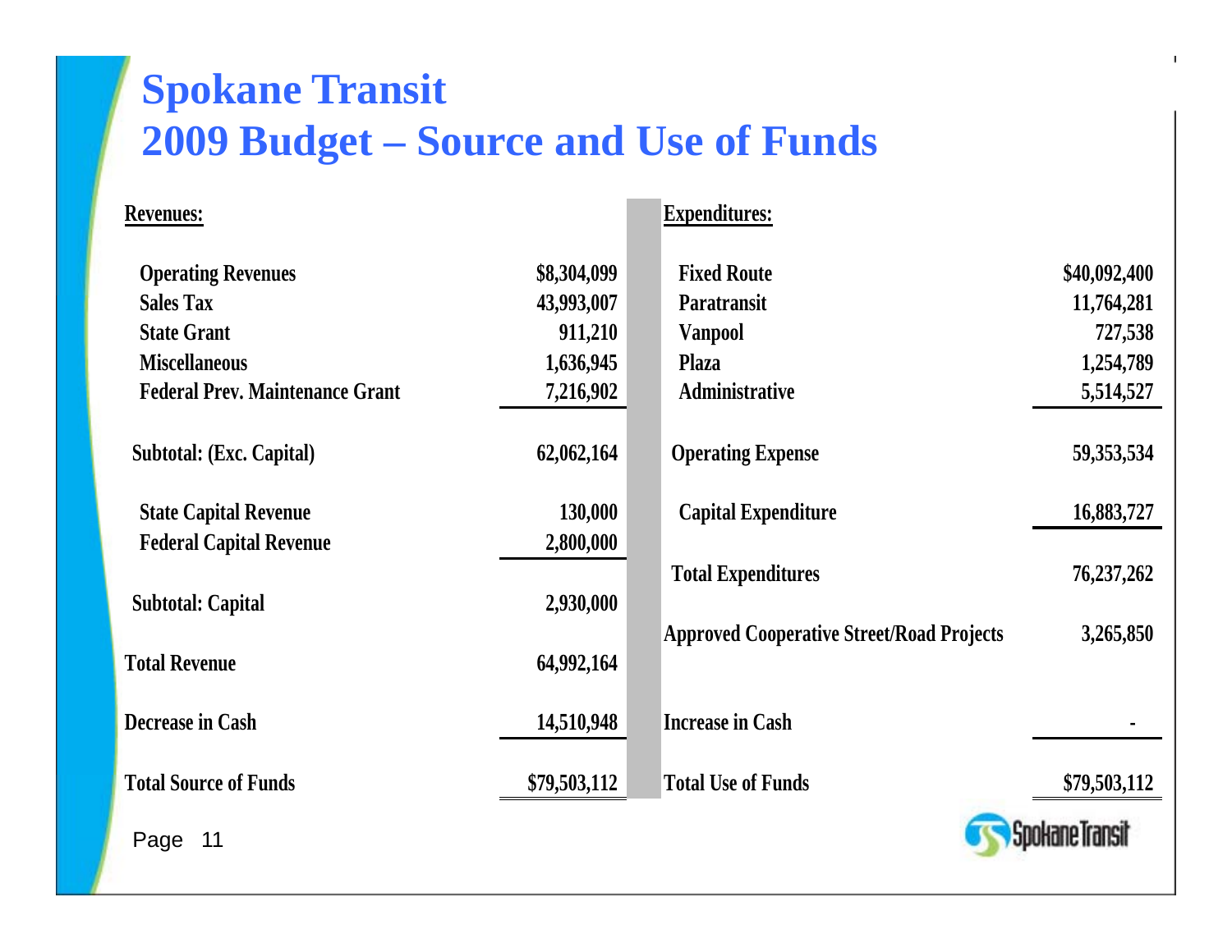# Spokane Transit
## 2009 Budget – Source and Use of Funds

| Revenues: | | Expenditures: | |
|---|---|---|---|
| Operating Revenues | $8,304,099 | Fixed Route | $40,092,400 |
| Sales Tax | 43,993,007 | Paratransit | 11,764,281 |
| State Grant | 911,210 | Vanpool | 727,538 |
| Miscellaneous | 1,636,945 | Plaza | 1,254,789 |
| Federal Prev. Maintenance Grant | 7,216,902 | Administrative | 5,514,527 |
| Subtotal: (Exc. Capital) | 62,062,164 | Operating Expense | 59,353,534 |
| State Capital Revenue | 130,000 | Capital Expenditure | 16,883,727 |
| Federal Capital Revenue | 2,800,000 | | |
| | | Total Expenditures | 76,237,262 |
| Subtotal: Capital | 2,930,000 | | |
| | | Approved Cooperative Street/Road Projects | 3,265,850 |
| Total Revenue | 64,992,164 | | |
| Decrease in Cash | 14,510,948 | Increase in Cash | - |
| Total Source of Funds | $79,503,112 | Total Use of Funds | $79,503,112 |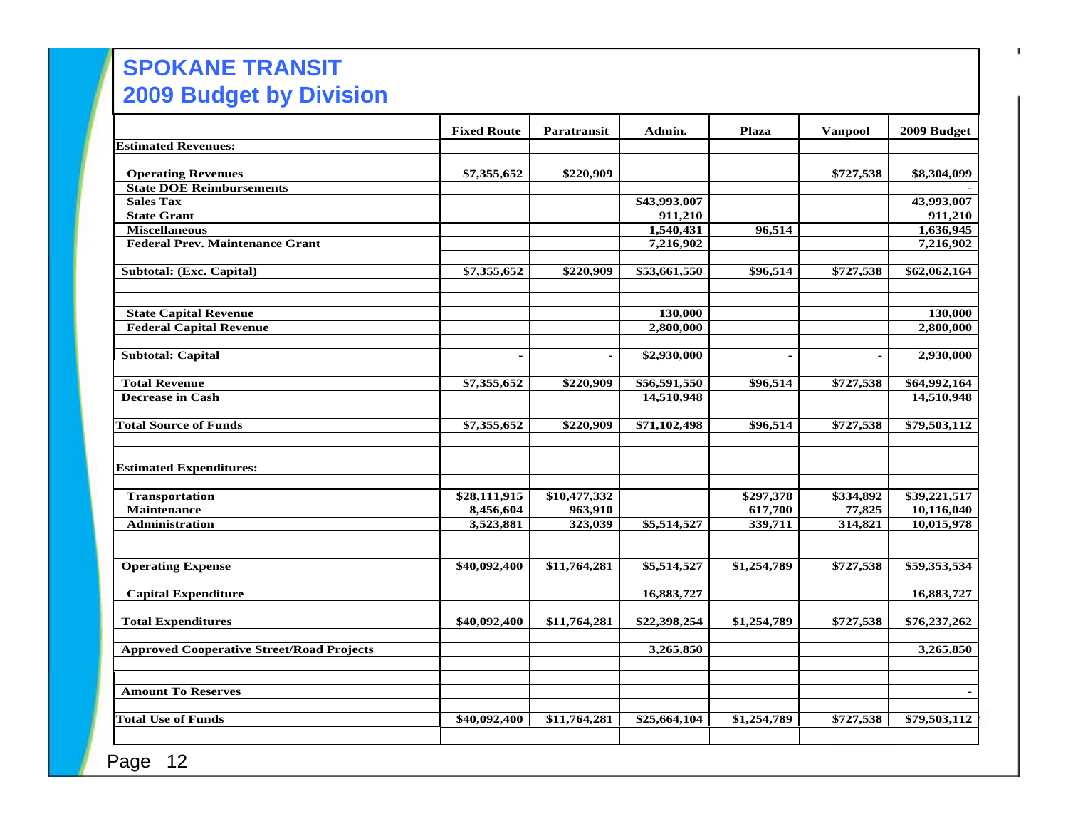# SPOKANE TRANSIT
## 2009 Budget by Division

| | Fixed Route | Paratransit | Admin. | Plaza | Vanpool | 2009 Budget |
|---|---|---|---|---|---|---|
| **Estimated Revenues:** | | | | | | |
| **Operating Revenues** | $7,355,652 | $220,909 | | | $727,538 | $8,304,099 |
| **State DOE Reimbursements** | | | | | | - |
| **Sales Tax** | | | $43,993,007 | | | 43,993,007 |
| **State Grant** | | | 911,210 | | | 911,210 |
| **Miscellaneous** | | | 1,540,431 | 96,514 | | 1,636,945 |
| **Federal Prev. Maintenance Grant** | | | 7,216,902 | | | 7,216,902 |
| **Subtotal: (Exc. Capital)** | $7,355,652 | $220,909 | $53,661,550 | $96,514 | $727,538 | $62,062,164 |
| **State Capital Revenue** | | | 130,000 | | | 130,000 |
| **Federal Capital Revenue** | | | 2,800,000 | | | 2,800,000 |
| **Subtotal: Capital** | - | - | $2,930,000 | - | - | 2,930,000 |
| **Total Revenue** | $7,355,652 | $220,909 | $56,591,550 | $96,514 | $727,538 | $64,992,164 |
| **Decrease in Cash** | | | 14,510,948 | | | 14,510,948 |
| **Total Source of Funds** | $7,355,652 | $220,909 | $71,102,498 | $96,514 | $727,538 | $79,503,112 |
| **Estimated Expenditures:** | | | | | | |
| **Transportation** | $28,111,915 | $10,477,332 | | $297,378 | $334,892 | $39,221,517 |
| **Maintenance** | 8,456,604 | 963,910 | | 617,700 | 77,825 | 10,116,040 |
| **Administration** | 3,523,881 | 323,039 | $5,514,527 | 339,711 | 314,821 | 10,015,978 |
| **Operating Expense** | $40,092,400 | $11,764,281 | $5,514,527 | $1,254,789 | $727,538 | $59,353,534 |
| **Capital Expenditure** | | | 16,883,727 | | | 16,883,727 |
| **Total Expenditures** | $40,092,400 | $11,764,281 | $22,398,254 | $1,254,789 | $727,538 | $76,237,262 |
| **Approved Cooperative Street/Road Projects** | | | 3,265,850 | | | 3,265,850 |
| **Amount To Reserves** | | | | | | - |
| **Total Use of Funds** | $40,092,400 | $11,764,281 | $25,664,104 | $1,254,789 | $727,538 | $79,503,112 |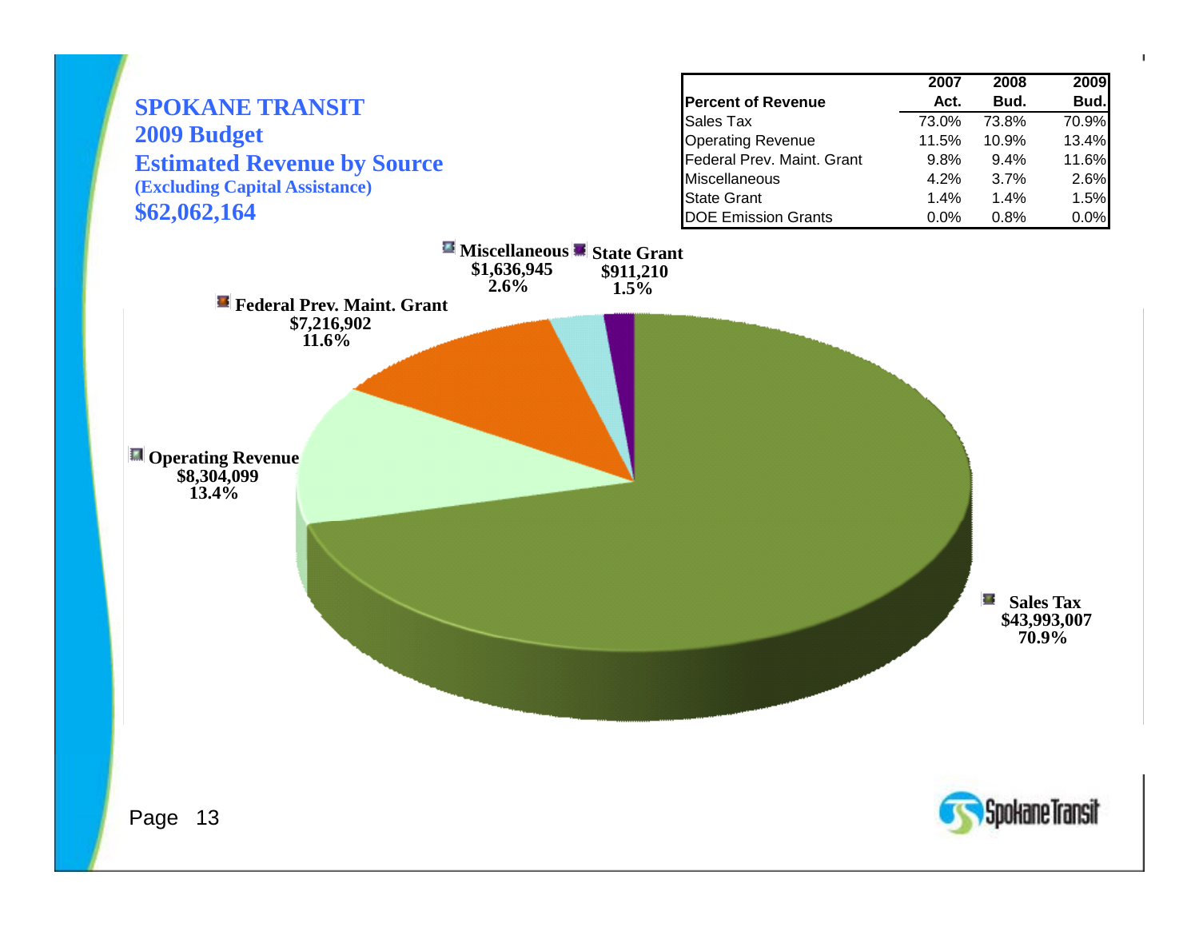# SPOKANE TRANSIT

## 2009 Budget

## Estimated Revenue by Source

**(Excluding Capital Assistance)**

**$62,062,164**

| Percent of Revenue | 2007 Act. | 2008 Bud. | 2009 Bud. |
|---|---|---|---|
| Sales Tax | 73.0% | 73.8% | 70.9% |
| Operating Revenue | 11.5% | 10.9% | 13.4% |
| Federal Prev. Maint. Grant | 9.8% | 9.4% | 11.6% |
| Miscellaneous | 4.2% | 3.7% | 2.6% |
| State Grant | 1.4% | 1.4% | 1.5% |
| DOE Emission Grants | 0.0% | 0.8% | 0.0% |

**Miscellaneous** $1,636,945 2.6%

**State Grant** $911,210 1.5%

**Federal Prev. Maint. Grant** $7,216,902 11.6%

**Operating Revenue** $8,304,099 13.4%

**Sales Tax** $43,993,007 70.9%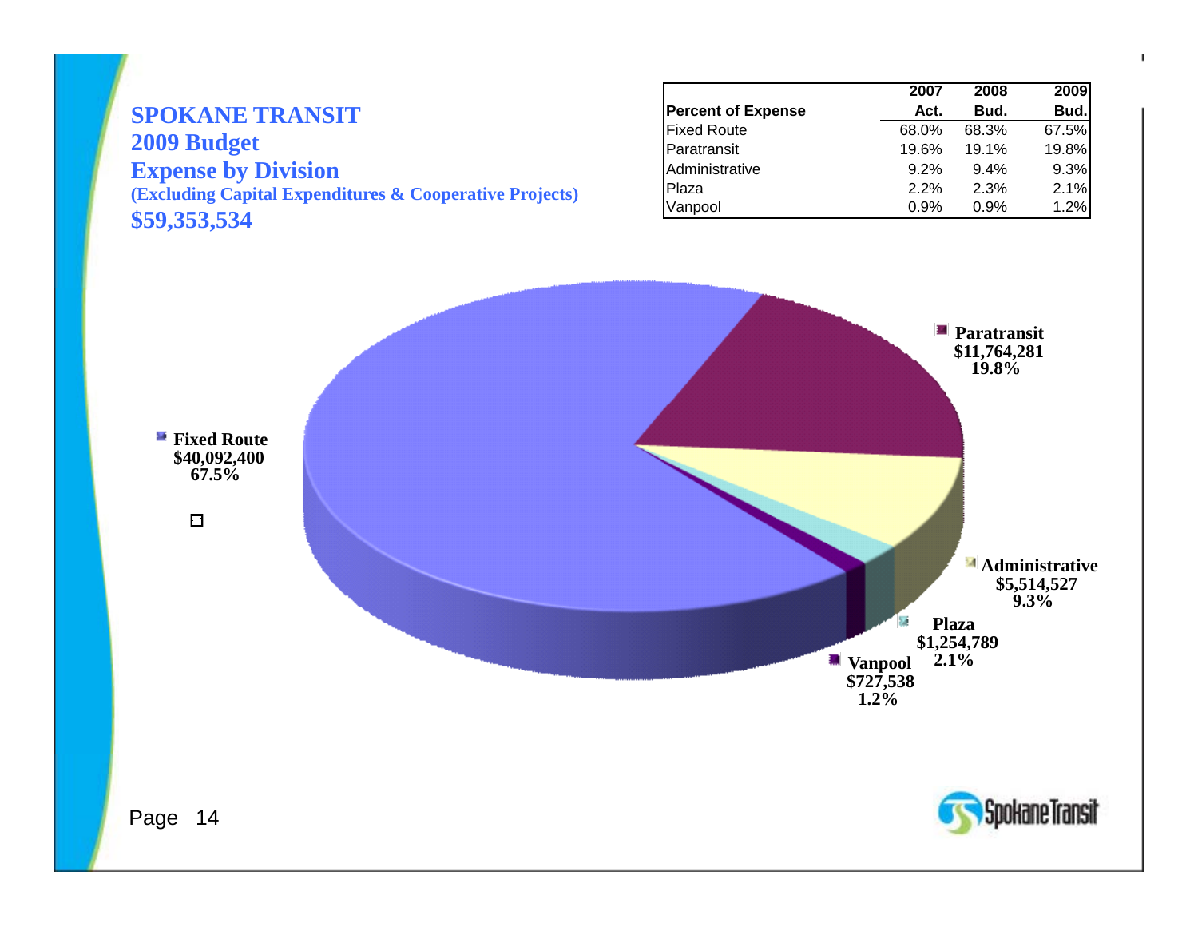# SPOKANE TRANSIT
## 2009 Budget
## Expense by Division
**(Excluding Capital Expenditures & Cooperative Projects)**

**$59,353,534**

| Percent of Expense | 2007 Act. | 2008 Bud. | 2009 Bud. |
|---|---|---|---|
| Fixed Route | 68.0% | 68.3% | 67.5% |
| Paratransit | 19.6% | 19.1% | 19.8% |
| Administrative | 9.2% | 9.4% | 9.3% |
| Plaza | 2.2% | 2.3% | 2.1% |
| Vanpool | 0.9% | 0.9% | 1.2% |

**Fixed Route** $40,092,400 67.5%

**Paratransit** $11,764,281 19.8%

**Administrative** $5,514,527 9.3%

**Plaza** $1,254,789 2.1%

**Vanpool** $727,538 1.2%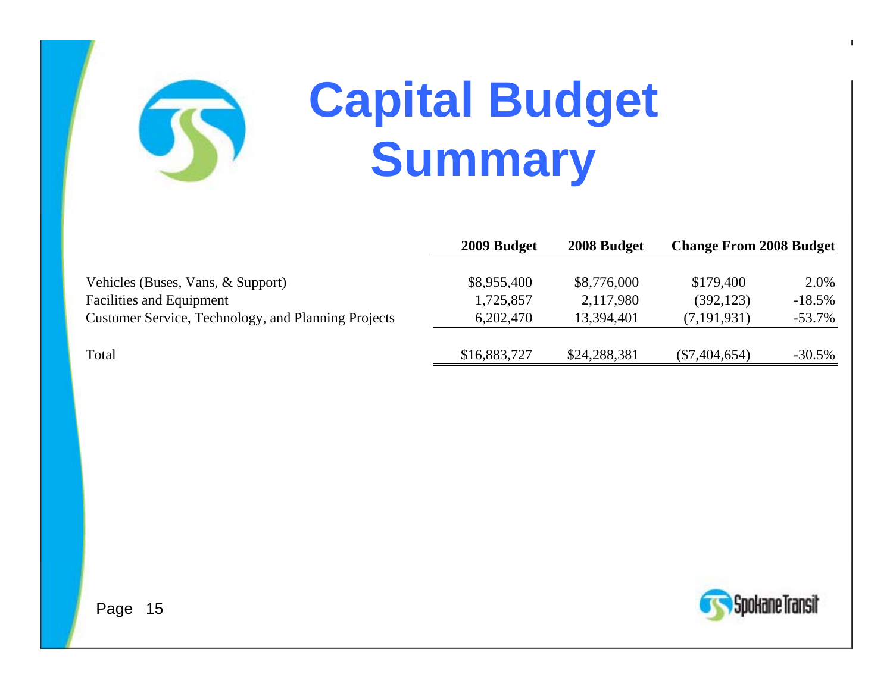# Capital Budget Summary

| | 2009 Budget | 2008 Budget | Change From 2008 Budget | |
|---|---|---|---|---|
| Vehicles (Buses, Vans, & Support) | $8,955,400 | $8,776,000 | $179,400 | 2.0% |
| Facilities and Equipment | 1,725,857 | 2,117,980 | (392,123) | -18.5% |
| Customer Service, Technology, and Planning Projects | 6,202,470 | 13,394,401 | (7,191,931) | -53.7% |
| Total | $16,883,727 | $24,288,381 | ($7,404,654) | -30.5% |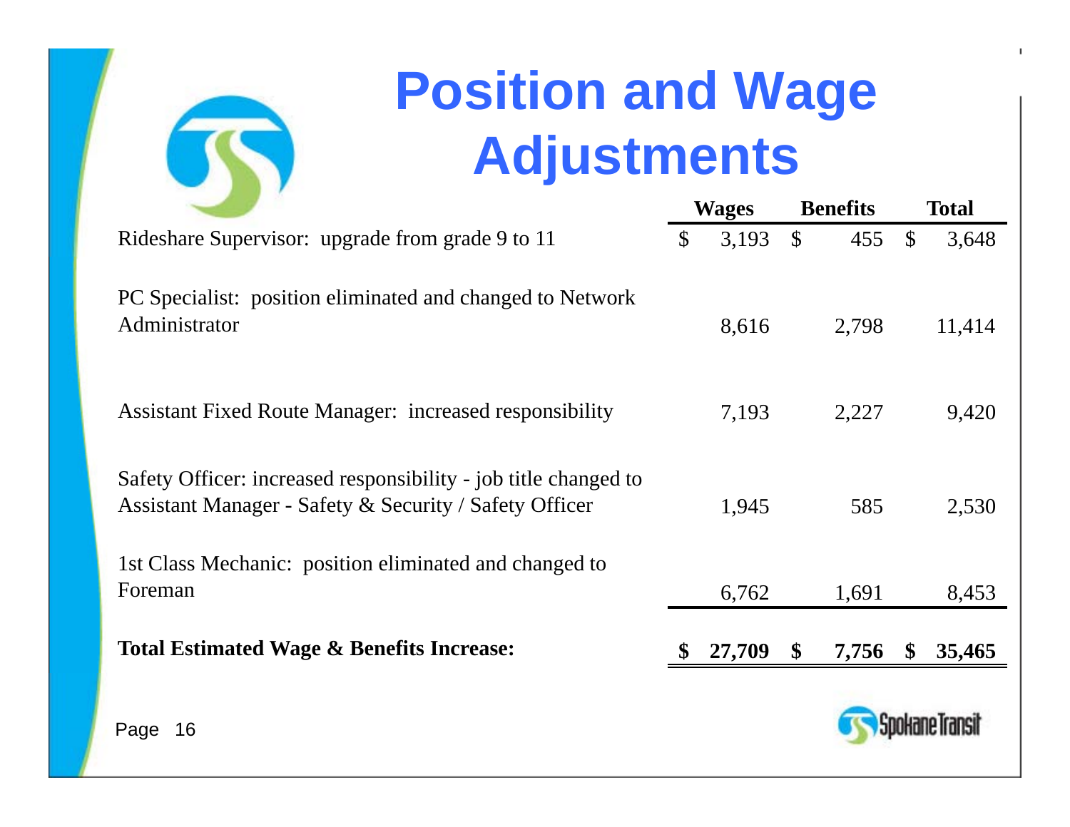# Position and Wage Adjustments

| | Wages | Benefits | Total |
|---|---|---|---|
| Rideshare Supervisor: upgrade from grade 9 to 11 | $ 3,193 | $ 455 | $ 3,648 |
| PC Specialist: position eliminated and changed to Network Administrator | 8,616 | 2,798 | 11,414 |
| Assistant Fixed Route Manager: increased responsibility | 7,193 | 2,227 | 9,420 |
| Safety Officer: increased responsibility - job title changed to Assistant Manager - Safety & Security / Safety Officer | 1,945 | 585 | 2,530 |
| 1st Class Mechanic: position eliminated and changed to Foreman | 6,762 | 1,691 | 8,453 |
| **Total Estimated Wage & Benefits Increase:** | **$ 27,709** | **$ 7,756** | **$ 35,465** |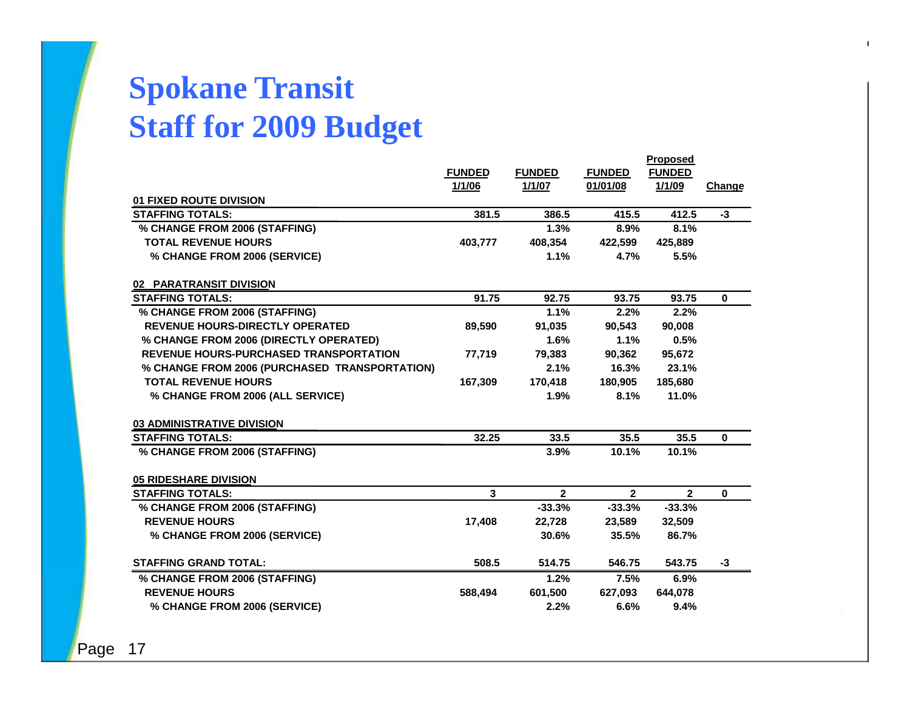# Spokane Transit
# Staff for 2009 Budget

| | FUNDED 1/1/06 | FUNDED 1/1/07 | FUNDED 01/01/08 | Proposed FUNDED 1/1/09 | Change |
|---|---|---|---|---|---|
| **01 FIXED ROUTE DIVISION** | | | | | |
| **STAFFING TOTALS:** | 381.5 | 386.5 | 415.5 | 412.5 | -3 |
| % CHANGE FROM 2006 (STAFFING) | | 1.3% | 8.9% | 8.1% | |
| TOTAL REVENUE HOURS | 403,777 | 408,354 | 422,599 | 425,889 | |
| % CHANGE FROM 2006 (SERVICE) | | 1.1% | 4.7% | 5.5% | |
| **02 PARATRANSIT DIVISION** | | | | | |
| **STAFFING TOTALS:** | 91.75 | 92.75 | 93.75 | 93.75 | 0 |
| % CHANGE FROM 2006 (STAFFING) | | 1.1% | 2.2% | 2.2% | |
| REVENUE HOURS-DIRECTLY OPERATED | 89,590 | 91,035 | 90,543 | 90,008 | |
| % CHANGE FROM 2006 (DIRECTLY OPERATED) | | 1.6% | 1.1% | 0.5% | |
| REVENUE HOURS-PURCHASED TRANSPORTATION | 77,719 | 79,383 | 90,362 | 95,672 | |
| % CHANGE FROM 2006 (PURCHASED TRANSPORTATION) | | 2.1% | 16.3% | 23.1% | |
| TOTAL REVENUE HOURS | 167,309 | 170,418 | 180,905 | 185,680 | |
| % CHANGE FROM 2006 (ALL SERVICE) | | 1.9% | 8.1% | 11.0% | |
| **03 ADMINISTRATIVE DIVISION** | | | | | |
| **STAFFING TOTALS:** | 32.25 | 33.5 | 35.5 | 35.5 | 0 |
| % CHANGE FROM 2006 (STAFFING) | | 3.9% | 10.1% | 10.1% | |
| **05 RIDESHARE DIVISION** | | | | | |
| **STAFFING TOTALS:** | 3 | 2 | 2 | 2 | 0 |
| % CHANGE FROM 2006 (STAFFING) | | -33.3% | -33.3% | -33.3% | |
| REVENUE HOURS | 17,408 | 22,728 | 23,589 | 32,509 | |
| % CHANGE FROM 2006 (SERVICE) | | 30.6% | 35.5% | 86.7% | |
| **STAFFING GRAND TOTAL:** | 508.5 | 514.75 | 546.75 | 543.75 | -3 |
| % CHANGE FROM 2006 (STAFFING) | | 1.2% | 7.5% | 6.9% | |
| REVENUE HOURS | 588,494 | 601,500 | 627,093 | 644,078 | |
| % CHANGE FROM 2006 (SERVICE) | | 2.2% | 6.6% | 9.4% | |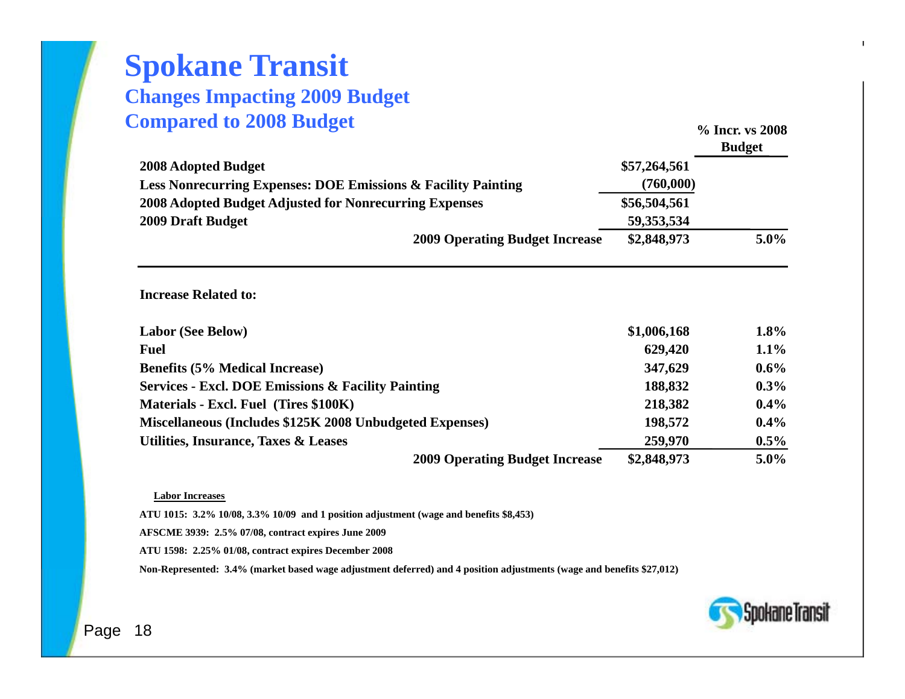# Spokane Transit

## Changes Impacting 2009 Budget Compared to 2008 Budget

| | | % Incr. vs 2008 Budget |
|---|---|---|
| **2008 Adopted Budget** | **$57,264,561** | |
| **Less Nonrecurring Expenses: DOE Emissions & Facility Painting** | **(760,000)** | |
| **2008 Adopted Budget Adjusted for Nonrecurring Expenses** | **$56,504,561** | |
| **2009 Draft Budget** | **59,353,534** | |
| **2009 Operating Budget Increase** | **$2,848,973** | **5.0%** |

**Increase Related to:**

| | | |
|---|---|---|
| **Labor (See Below)** | **$1,006,168** | **1.8%** |
| **Fuel** | **629,420** | **1.1%** |
| **Benefits (5% Medical Increase)** | **347,629** | **0.6%** |
| **Services - Excl. DOE Emissions & Facility Painting** | **188,832** | **0.3%** |
| **Materials - Excl. Fuel (Tires $100K)** | **218,382** | **0.4%** |
| **Miscellaneous (Includes $125K 2008 Unbudgeted Expenses)** | **198,572** | **0.4%** |
| **Utilities, Insurance, Taxes & Leases** | **259,970** | **0.5%** |
| **2009 Operating Budget Increase** | **$2,848,973** | **5.0%** |

**Labor Increases**

**ATU 1015: 3.2% 10/08, 3.3% 10/09 and 1 position adjustment (wage and benefits $8,453)**

**AFSCME 3939: 2.5% 07/08, contract expires June 2009**

**ATU 1598: 2.25% 01/08, contract expires December 2008**

**Non-Represented: 3.4% (market based wage adjustment deferred) and 4 position adjustments (wage and benefits $27,012)**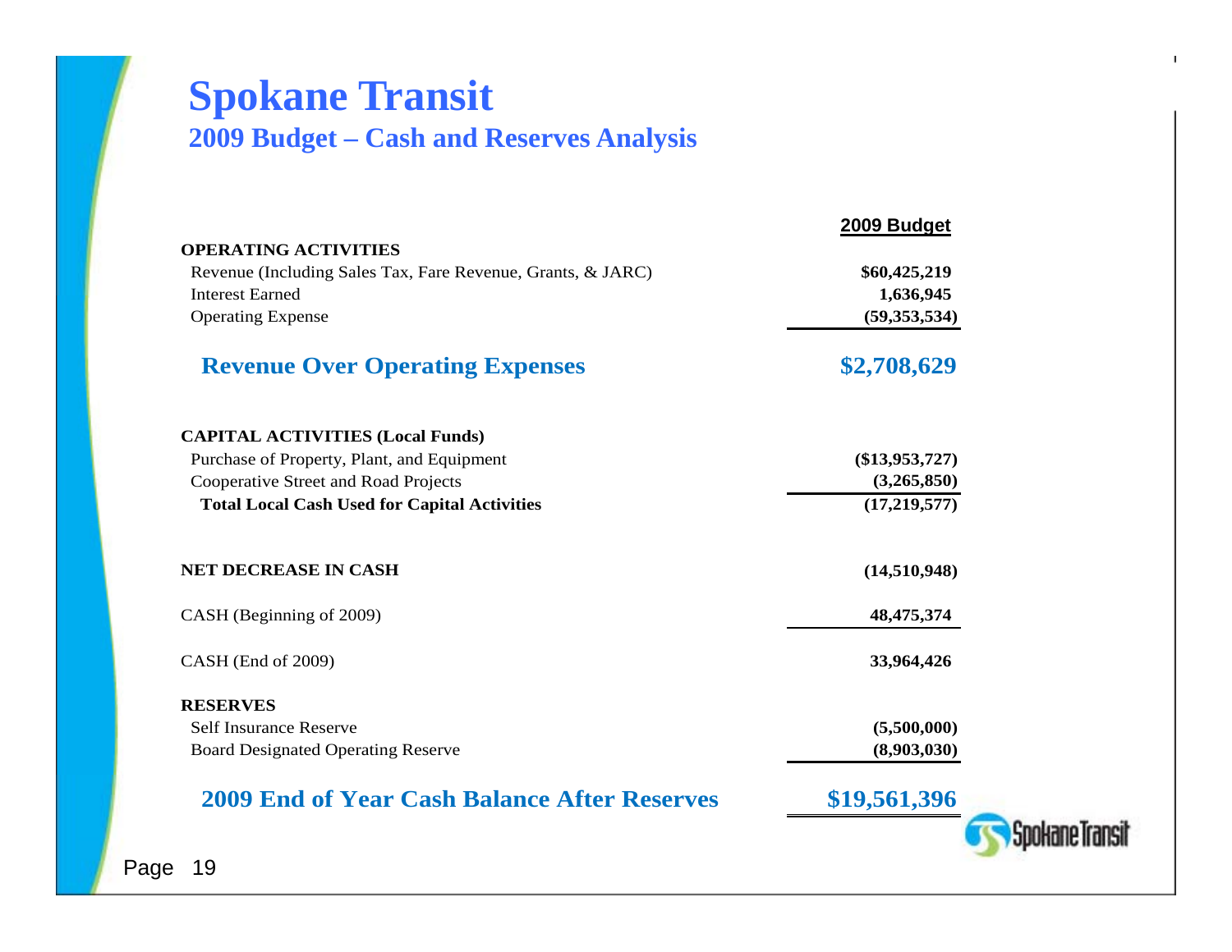# Spokane Transit

## 2009 Budget – Cash and Reserves Analysis

| | 2009 Budget |
|---|---|
| **OPERATING ACTIVITIES** | |
| Revenue (Including Sales Tax, Fare Revenue, Grants, & JARC) | **$60,425,219** |
| Interest Earned | **1,636,945** |
| Operating Expense | **(59,353,534)** |
| **Revenue Over Operating Expenses** | **$2,708,629** |
| **CAPITAL ACTIVITIES (Local Funds)** | |
| Purchase of Property, Plant, and Equipment | **($13,953,727)** |
| Cooperative Street and Road Projects | **(3,265,850)** |
| **Total Local Cash Used for Capital Activities** | **(17,219,577)** |
| **NET DECREASE IN CASH** | **(14,510,948)** |
| CASH (Beginning of 2009) | **48,475,374** |
| CASH (End of 2009) | **33,964,426** |
| **RESERVES** | |
| Self Insurance Reserve | **(5,500,000)** |
| Board Designated Operating Reserve | **(8,903,030)** |
| **2009 End of Year Cash Balance After Reserves** | **$19,561,396** |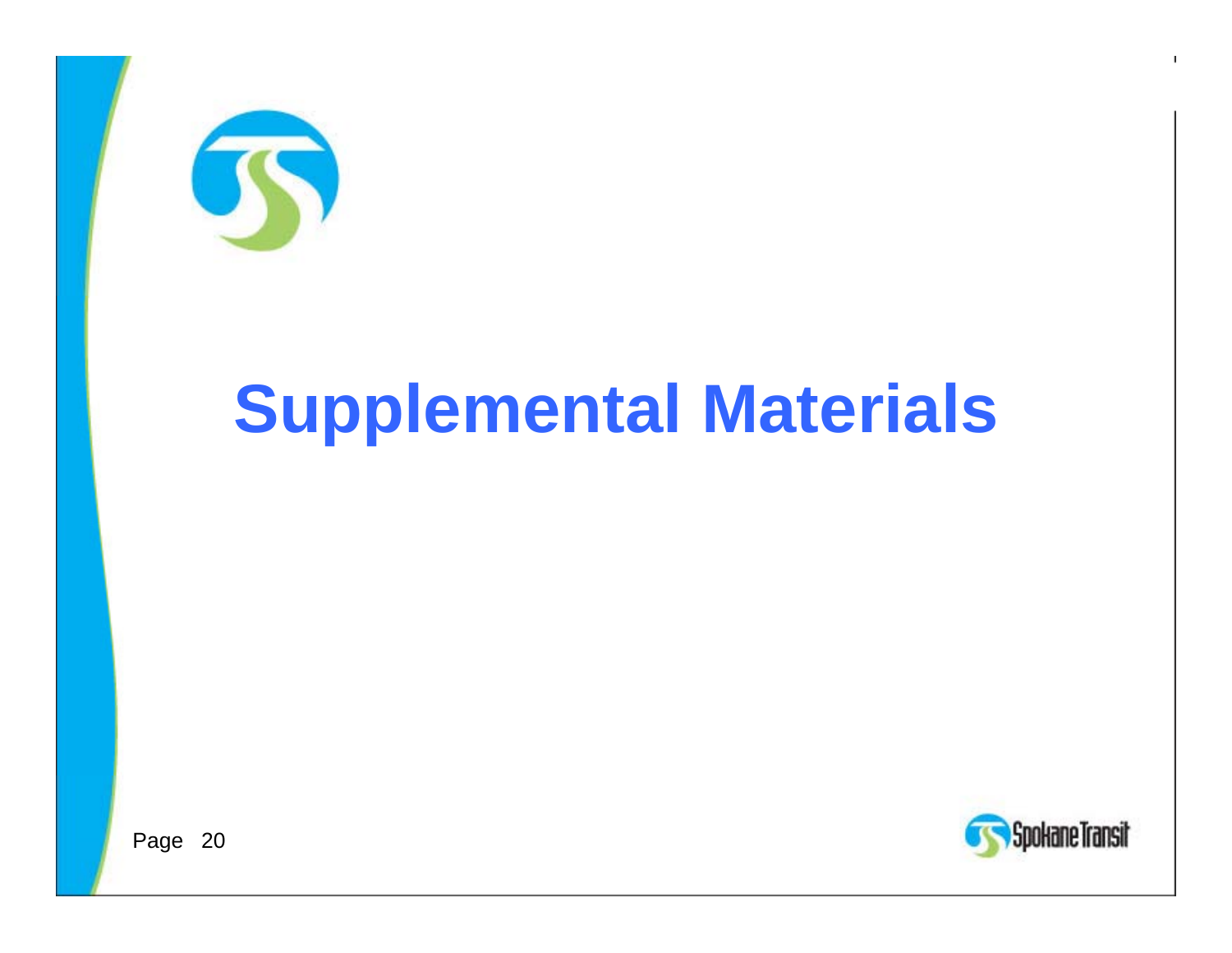# Supplemental Materials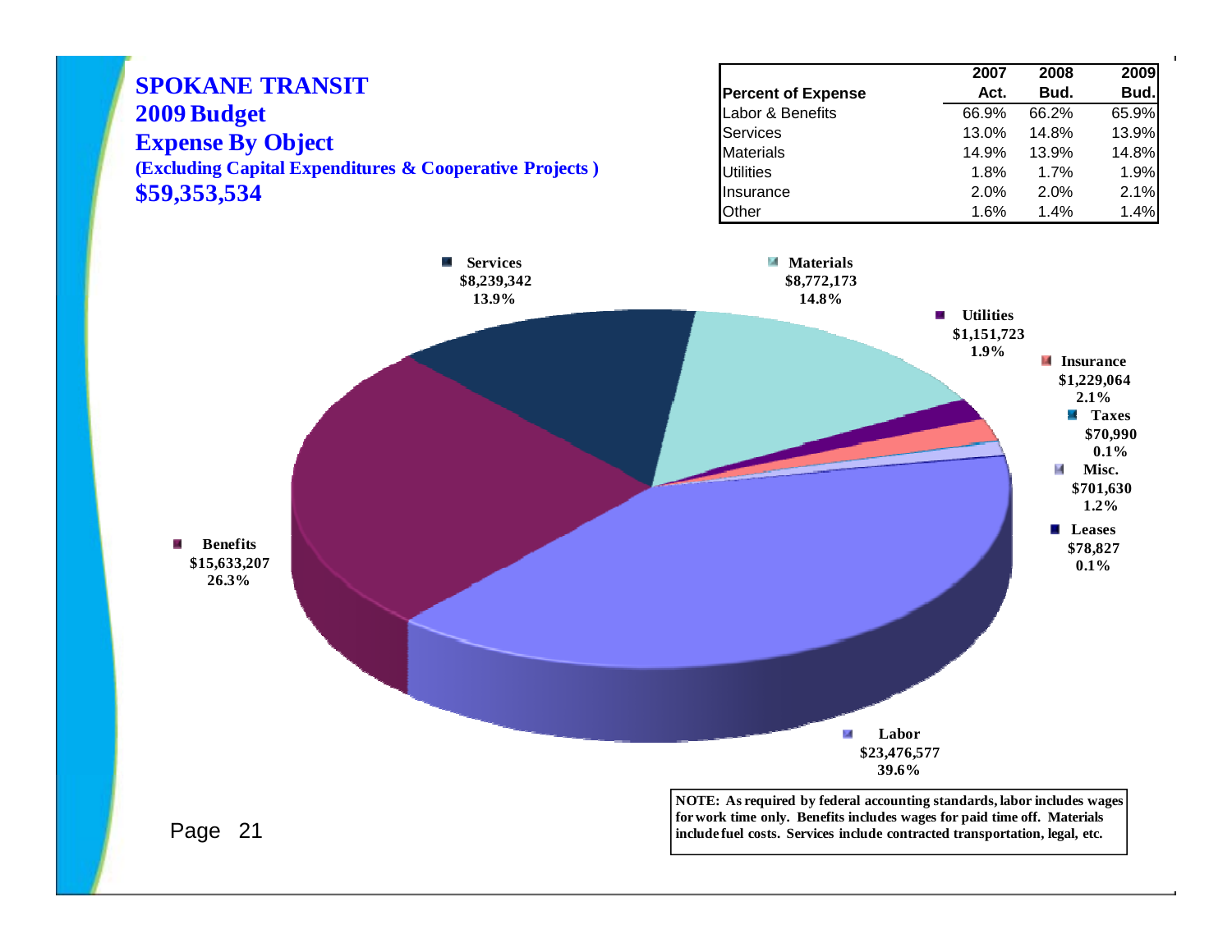# SPOKANE TRANSIT
## 2009 Budget
## Expense By Object
**(Excluding Capital Expenditures & Cooperative Projects )**

**$59,353,534**

| Percent of Expense | 2007 Act. | 2008 Bud. | 2009 Bud. |
|---|---|---|---|
| Labor & Benefits | 66.9% | 66.2% | 65.9% |
| Services | 13.0% | 14.8% | 13.9% |
| Materials | 14.9% | 13.9% | 14.8% |
| Utilities | 1.8% | 1.7% | 1.9% |
| Insurance | 2.0% | 2.0% | 2.1% |
| Other | 1.6% | 1.4% | 1.4% |

- **Services** $8,239,342 13.9%
- **Materials** $8,772,173 14.8%
- **Utilities** $1,151,723 1.9%
- **Insurance** $1,229,064 2.1%
- **Taxes** $70,990 0.1%
- **Misc.** $701,630 1.2%
- **Leases** $78,827 0.1%
- **Labor** $23,476,577 39.6%
- **Benefits** $15,633,207 26.3%

**NOTE: As required by federal accounting standards, labor includes wages for work time only. Benefits includes wages for paid time off. Materials include fuel costs. Services include contracted transportation, legal, etc.**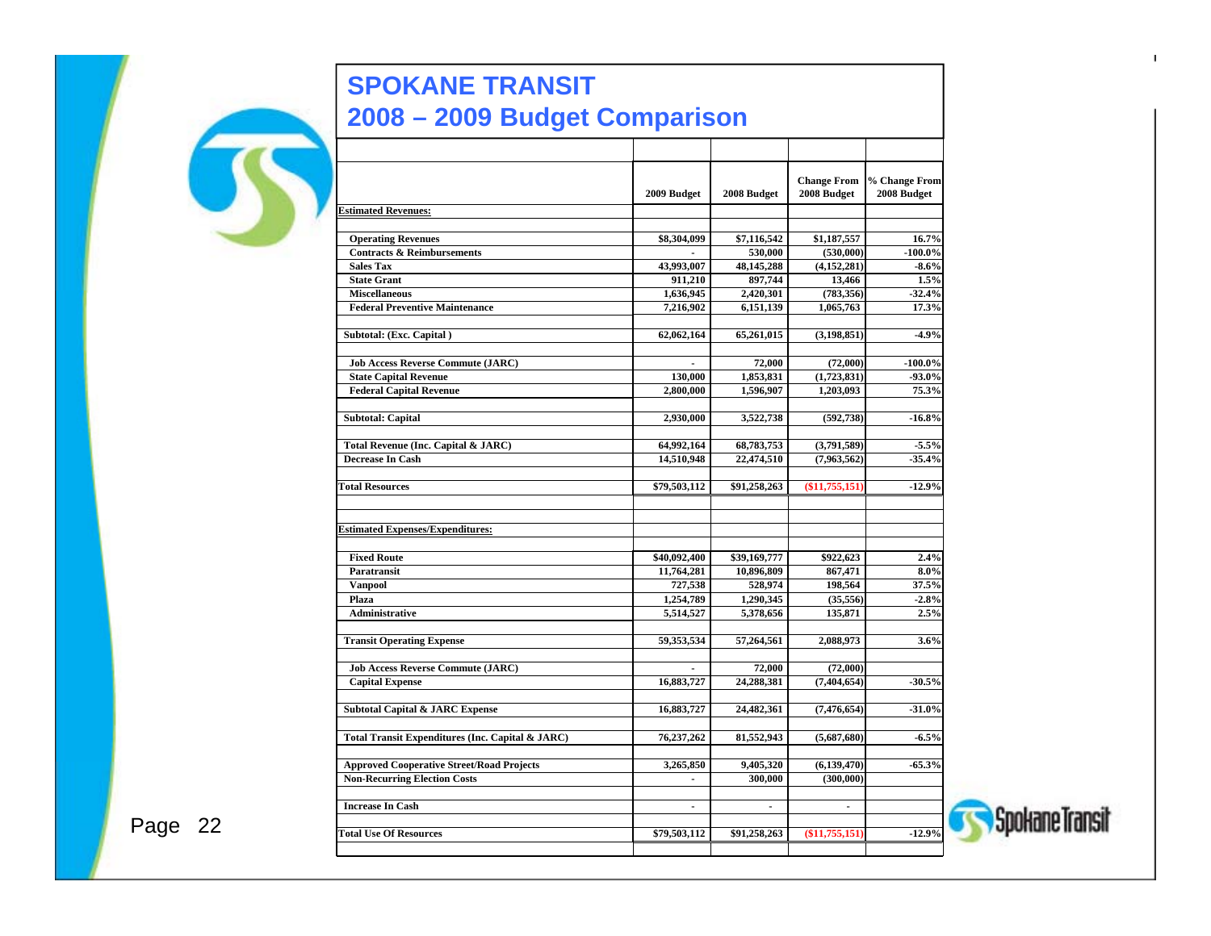# SPOKANE TRANSIT
## 2008 – 2009 Budget Comparison

| | 2009 Budget | 2008 Budget | Change From 2008 Budget | % Change From 2008 Budget |
|---|---|---|---|---|
| **Estimated Revenues:** | | | | |
| Operating Revenues | $8,304,099 | $7,116,542 | $1,187,557 | 16.7% |
| Contracts & Reimbursements | - | 530,000 | (530,000) | -100.0% |
| Sales Tax | 43,993,007 | 48,145,288 | (4,152,281) | -8.6% |
| State Grant | 911,210 | 897,744 | 13,466 | 1.5% |
| Miscellaneous | 1,636,945 | 2,420,301 | (783,356) | -32.4% |
| Federal Preventive Maintenance | 7,216,902 | 6,151,139 | 1,065,763 | 17.3% |
| Subtotal: (Exc. Capital ) | 62,062,164 | 65,261,015 | (3,198,851) | -4.9% |
| Job Access Reverse Commute (JARC) | - | 72,000 | (72,000) | -100.0% |
| State Capital Revenue | 130,000 | 1,853,831 | (1,723,831) | -93.0% |
| Federal Capital Revenue | 2,800,000 | 1,596,907 | 1,203,093 | 75.3% |
| Subtotal: Capital | 2,930,000 | 3,522,738 | (592,738) | -16.8% |
| Total Revenue (Inc. Capital & JARC) | 64,992,164 | 68,783,753 | (3,791,589) | -5.5% |
| Decrease In Cash | 14,510,948 | 22,474,510 | (7,963,562) | -35.4% |
| Total Resources | $79,503,112 | $91,258,263 | ($11,755,151) | -12.9% |
| **Estimated Expenses/Expenditures:** | | | | |
| Fixed Route | $40,092,400 | $39,169,777 | $922,623 | 2.4% |
| Paratransit | 11,764,281 | 10,896,809 | 867,471 | 8.0% |
| Vanpool | 727,538 | 528,974 | 198,564 | 37.5% |
| Plaza | 1,254,789 | 1,290,345 | (35,556) | -2.8% |
| Administrative | 5,514,527 | 5,378,656 | 135,871 | 2.5% |
| Transit Operating Expense | 59,353,534 | 57,264,561 | 2,088,973 | 3.6% |
| Job Access Reverse Commute (JARC) | - | 72,000 | (72,000) | |
| Capital Expense | 16,883,727 | 24,288,381 | (7,404,654) | -30.5% |
| Subtotal Capital & JARC Expense | 16,883,727 | 24,482,361 | (7,476,654) | -31.0% |
| Total Transit Expenditures (Inc. Capital & JARC) | 76,237,262 | 81,552,943 | (5,687,680) | -6.5% |
| Approved Cooperative Street/Road Projects | 3,265,850 | 9,405,320 | (6,139,470) | -65.3% |
| Non-Recurring Election Costs | - | 300,000 | (300,000) | |
| Increase In Cash | - | - | - | |
| Total Use Of Resources | $79,503,112 | $91,258,263 | ($11,755,151) | -12.9% |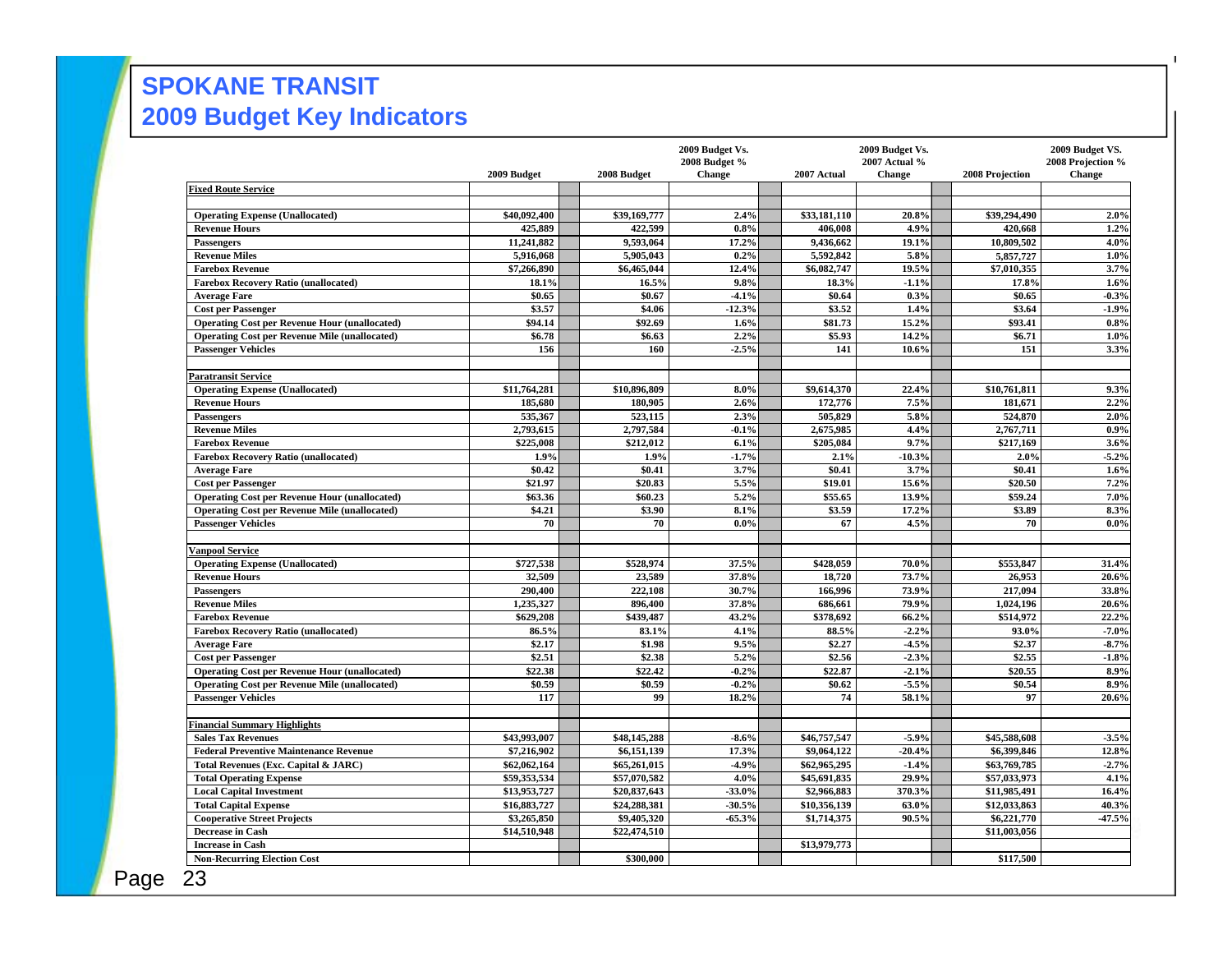# SPOKANE TRANSIT
## 2009 Budget Key Indicators

| | 2009 Budget | 2008 Budget | 2009 Budget Vs. 2008 Budget % Change | 2007 Actual | 2009 Budget Vs. 2007 Actual % Change | 2008 Projection | 2009 Budget VS. 2008 Projection % Change |
|---|---|---|---|---|---|---|---|
| **Fixed Route Service** | | | | | | | |
| Operating Expense (Unallocated) | $40,092,400 | $39,169,777 | 2.4% | $33,181,110 | 20.8% | $39,294,490 | 2.0% |
| Revenue Hours | 425,889 | 422,599 | 0.8% | 406,008 | 4.9% | 420,668 | 1.2% |
| Passengers | 11,241,882 | 9,593,064 | 17.2% | 9,436,662 | 19.1% | 10,809,502 | 4.0% |
| Revenue Miles | 5,916,068 | 5,905,043 | 0.2% | 5,592,842 | 5.8% | 5,857,727 | 1.0% |
| Farebox Revenue | $7,266,890 | $6,465,044 | 12.4% | $6,082,747 | 19.5% | $7,010,355 | 3.7% |
| Farebox Recovery Ratio (unallocated) | 18.1% | 16.5% | 9.8% | 18.3% | -1.1% | 17.8% | 1.6% |
| Average Fare | $0.65 | $0.67 | -4.1% | $0.64 | 0.3% | $0.65 | -0.3% |
| Cost per Passenger | $3.57 | $4.06 | -12.3% | $3.52 | 1.4% | $3.64 | -1.9% |
| Operating Cost per Revenue Hour (unallocated) | $94.14 | $92.69 | 1.6% | $81.73 | 15.2% | $93.41 | 0.8% |
| Operating Cost per Revenue Mile (unallocated) | $6.78 | $6.63 | 2.2% | $5.93 | 14.2% | $6.71 | 1.0% |
| Passenger Vehicles | 156 | 160 | -2.5% | 141 | 10.6% | 151 | 3.3% |
| **Paratransit Service** | | | | | | | |
| Operating Expense (Unallocated) | $11,764,281 | $10,896,809 | 8.0% | $9,614,370 | 22.4% | $10,761,811 | 9.3% |
| Revenue Hours | 185,680 | 180,905 | 2.6% | 172,776 | 7.5% | 181,671 | 2.2% |
| Passengers | 535,367 | 523,115 | 2.3% | 505,829 | 5.8% | 524,870 | 2.0% |
| Revenue Miles | 2,793,615 | 2,797,584 | -0.1% | 2,675,985 | 4.4% | 2,767,711 | 0.9% |
| Farebox Revenue | $225,008 | $212,012 | 6.1% | $205,084 | 9.7% | $217,169 | 3.6% |
| Farebox Recovery Ratio (unallocated) | 1.9% | 1.9% | -1.7% | 2.1% | -10.3% | 2.0% | -5.2% |
| Average Fare | $0.42 | $0.41 | 3.7% | $0.41 | 3.7% | $0.41 | 1.6% |
| Cost per Passenger | $21.97 | $20.83 | 5.5% | $19.01 | 15.6% | $20.50 | 7.2% |
| Operating Cost per Revenue Hour (unallocated) | $63.36 | $60.23 | 5.2% | $55.65 | 13.9% | $59.24 | 7.0% |
| Operating Cost per Revenue Mile (unallocated) | $4.21 | $3.90 | 8.1% | $3.59 | 17.2% | $3.89 | 8.3% |
| Passenger Vehicles | 70 | 70 | 0.0% | 67 | 4.5% | 70 | 0.0% |
| **Vanpool Service** | | | | | | | |
| Operating Expense (Unallocated) | $727,538 | $528,974 | 37.5% | $428,059 | 70.0% | $553,847 | 31.4% |
| Revenue Hours | 32,509 | 23,589 | 37.8% | 18,720 | 73.7% | 26,953 | 20.6% |
| Passengers | 290,400 | 222,108 | 30.7% | 166,996 | 73.9% | 217,094 | 33.8% |
| Revenue Miles | 1,235,327 | 896,400 | 37.8% | 686,661 | 79.9% | 1,024,196 | 20.6% |
| Farebox Revenue | $629,208 | $439,487 | 43.2% | $378,692 | 66.2% | $514,972 | 22.2% |
| Farebox Recovery Ratio (unallocated) | 86.5% | 83.1% | 4.1% | 88.5% | -2.2% | 93.0% | -7.0% |
| Average Fare | $2.17 | $1.98 | 9.5% | $2.27 | -4.5% | $2.37 | -8.7% |
| Cost per Passenger | $2.51 | $2.38 | 5.2% | $2.56 | -2.3% | $2.55 | -1.8% |
| Operating Cost per Revenue Hour (unallocated) | $22.38 | $22.42 | -0.2% | $22.87 | -2.1% | $20.55 | 8.9% |
| Operating Cost per Revenue Mile (unallocated) | $0.59 | $0.59 | -0.2% | $0.62 | -5.5% | $0.54 | 8.9% |
| Passenger Vehicles | 117 | 99 | 18.2% | 74 | 58.1% | 97 | 20.6% |
| **Financial Summary Highlights** | | | | | | | |
| Sales Tax Revenues | $43,993,007 | $48,145,288 | -8.6% | $46,757,547 | -5.9% | $45,588,608 | -3.5% |
| Federal Preventive Maintenance Revenue | $7,216,902 | $6,151,139 | 17.3% | $9,064,122 | -20.4% | $6,399,846 | 12.8% |
| Total Revenues (Exc. Capital & JARC) | $62,062,164 | $65,261,015 | -4.9% | $62,965,295 | -1.4% | $63,769,785 | -2.7% |
| Total Operating Expense | $59,353,534 | $57,070,582 | 4.0% | $45,691,835 | 29.9% | $57,033,973 | 4.1% |
| Local Capital Investment | $13,953,727 | $20,837,643 | -33.0% | $2,966,883 | 370.3% | $11,985,491 | 16.4% |
| Total Capital Expense | $16,883,727 | $24,288,381 | -30.5% | $10,356,139 | 63.0% | $12,033,863 | 40.3% |
| Cooperative Street Projects | $3,265,850 | $9,405,320 | -65.3% | $1,714,375 | 90.5% | $6,221,770 | -47.5% |
| Decrease in Cash | $14,510,948 | $22,474,510 | | | | $11,003,056 | |
| Increase in Cash | | | | $13,979,773 | | | |
| Non-Recurring Election Cost | | $300,000 | | | | $117,500 | |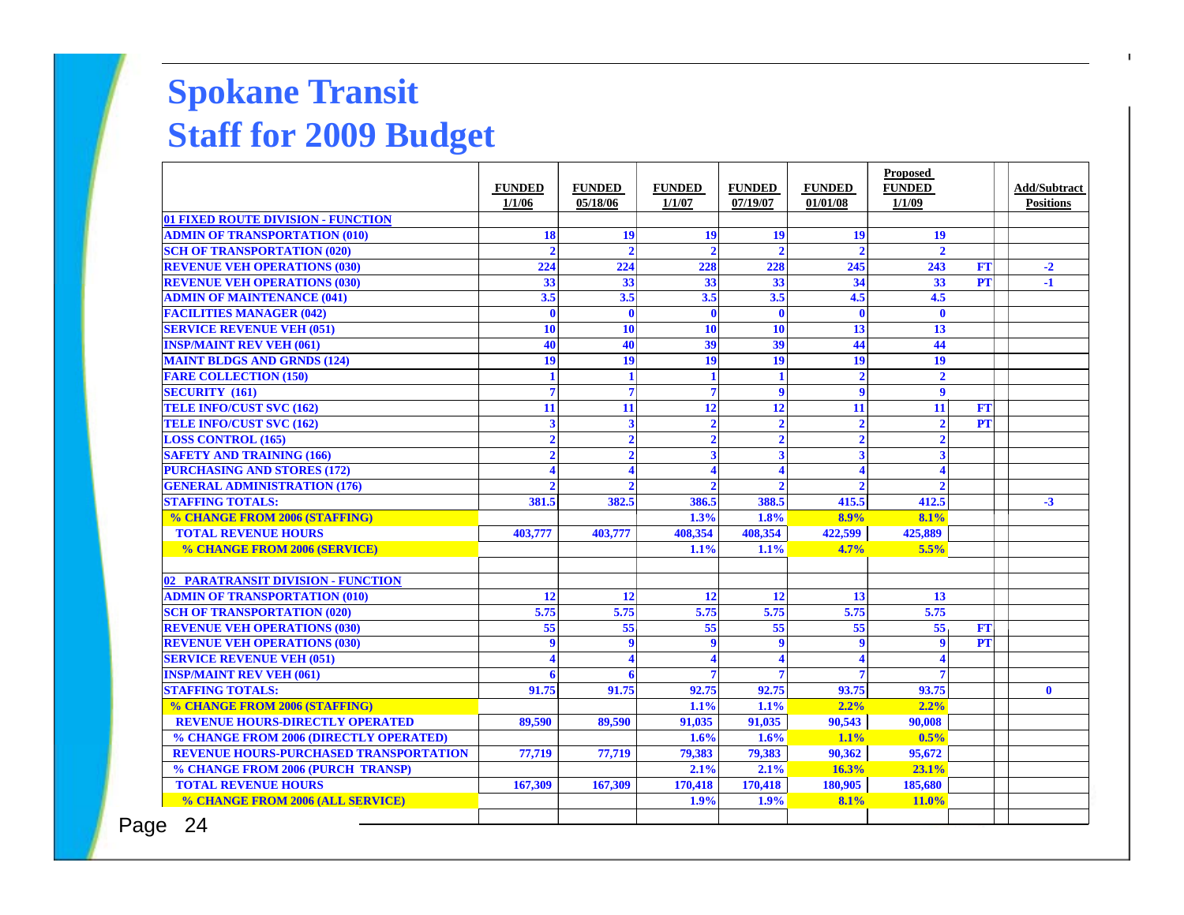# Spokane Transit
# Staff for 2009 Budget

| | FUNDED 1/1/06 | FUNDED 05/18/06 | FUNDED 1/1/07 | FUNDED 07/19/07 | FUNDED 01/01/08 | Proposed FUNDED 1/1/09 | | | Add/Subtract Positions |
|---|---|---|---|---|---|---|---|---|---|
| **01 FIXED ROUTE DIVISION - FUNCTION** | | | | | | | | | |
| ADMIN OF TRANSPORTATION (010) | 18 | 19 | 19 | 19 | 19 | 19 | | | |
| SCH OF TRANSPORTATION (020) | 2 | 2 | 2 | 2 | 2 | 2 | | | |
| REVENUE VEH OPERATIONS (030) | 224 | 224 | 228 | 228 | 245 | 243 | FT | | -2 |
| REVENUE VEH OPERATIONS (030) | 33 | 33 | 33 | 33 | 34 | 33 | PT | | -1 |
| ADMIN OF MAINTENANCE (041) | 3.5 | 3.5 | 3.5 | 3.5 | 4.5 | 4.5 | | | |
| FACILITIES MANAGER (042) | 0 | 0 | 0 | 0 | 0 | 0 | | | |
| SERVICE REVENUE VEH (051) | 10 | 10 | 10 | 10 | 13 | 13 | | | |
| INSP/MAINT REV VEH (061) | 40 | 40 | 39 | 39 | 44 | 44 | | | |
| MAINT BLDGS AND GRNDS (124) | 19 | 19 | 19 | 19 | 19 | 19 | | | |
| FARE COLLECTION (150) | 1 | 1 | 1 | 1 | 2 | 2 | | | |
| SECURITY (161) | 7 | 7 | 7 | 9 | 9 | 9 | | | |
| TELE INFO/CUST SVC (162) | 11 | 11 | 12 | 12 | 11 | 11 | FT | | |
| TELE INFO/CUST SVC (162) | 3 | 3 | 2 | 2 | 2 | 2 | PT | | |
| LOSS CONTROL (165) | 2 | 2 | 2 | 2 | 2 | 2 | | | |
| SAFETY AND TRAINING (166) | 2 | 2 | 3 | 3 | 3 | 3 | | | |
| PURCHASING AND STORES (172) | 4 | 4 | 4 | 4 | 4 | 4 | | | |
| GENERAL ADMINISTRATION (176) | 2 | 2 | 2 | 2 | 2 | 2 | | | |
| STAFFING TOTALS: | 381.5 | 382.5 | 386.5 | 388.5 | 415.5 | 412.5 | | | -3 |
| % CHANGE FROM 2006 (STAFFING) | | | 1.3% | 1.8% | 8.9% | 8.1% | | | |
| TOTAL REVENUE HOURS | 403,777 | 403,777 | 408,354 | 408,354 | 422,599 | 425,889 | | | |
| % CHANGE FROM 2006 (SERVICE) | | | 1.1% | 1.1% | 4.7% | 5.5% | | | |
| | | | | | | | | | |
| **02 PARATRANSIT DIVISION - FUNCTION** | | | | | | | | | |
| ADMIN OF TRANSPORTATION (010) | 12 | 12 | 12 | 12 | 13 | 13 | | | |
| SCH OF TRANSPORTATION (020) | 5.75 | 5.75 | 5.75 | 5.75 | 5.75 | 5.75 | | | |
| REVENUE VEH OPERATIONS (030) | 55 | 55 | 55 | 55 | 55 | 55 | FT | | |
| REVENUE VEH OPERATIONS (030) | 9 | 9 | 9 | 9 | 9 | 9 | PT | | |
| SERVICE REVENUE VEH (051) | 4 | 4 | 4 | 4 | 4 | 4 | | | |
| INSP/MAINT REV VEH (061) | 6 | 6 | 7 | 7 | 7 | 7 | | | |
| STAFFING TOTALS: | 91.75 | 91.75 | 92.75 | 92.75 | 93.75 | 93.75 | | | 0 |
| % CHANGE FROM 2006 (STAFFING) | | | 1.1% | 1.1% | 2.2% | 2.2% | | | |
| REVENUE HOURS-DIRECTLY OPERATED | 89,590 | 89,590 | 91,035 | 91,035 | 90,543 | 90,008 | | | |
| % CHANGE FROM 2006 (DIRECTLY OPERATED) | | | 1.6% | 1.6% | 1.1% | 0.5% | | | |
| REVENUE HOURS-PURCHASED TRANSPORTATION | 77,719 | 77,719 | 79,383 | 79,383 | 90,362 | 95,672 | | | |
| % CHANGE FROM 2006 (PURCH TRANSP) | | | 2.1% | 2.1% | 16.3% | 23.1% | | | |
| TOTAL REVENUE HOURS | 167,309 | 167,309 | 170,418 | 170,418 | 180,905 | 185,680 | | | |
| % CHANGE FROM 2006 (ALL SERVICE) | | | 1.9% | 1.9% | 8.1% | 11.0% | | | |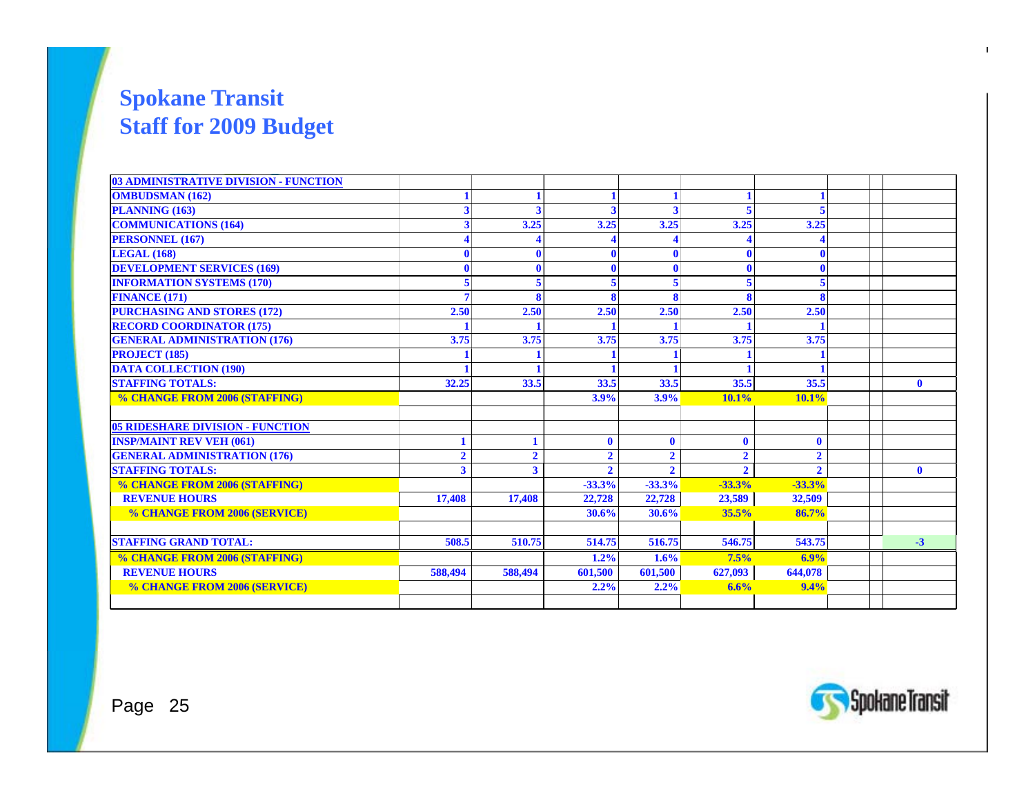# Spokane Transit
## Staff for 2009 Budget

| | | | | | | | | | |
|---|---|---|---|---|---|---|---|---|---|
| 03 ADMINISTRATIVE DIVISION - FUNCTION | | | | | | | | | |
| OMBUDSMAN (162) | 1 | 1 | 1 | 1 | 1 | 1 | | | |
| PLANNING (163) | 3 | 3 | 3 | 3 | 5 | 5 | | | |
| COMMUNICATIONS (164) | 3 | 3.25 | 3.25 | 3.25 | 3.25 | 3.25 | | | |
| PERSONNEL (167) | 4 | 4 | 4 | 4 | 4 | 4 | | | |
| LEGAL (168) | 0 | 0 | 0 | 0 | 0 | 0 | | | |
| DEVELOPMENT SERVICES (169) | 0 | 0 | 0 | 0 | 0 | 0 | | | |
| INFORMATION SYSTEMS (170) | 5 | 5 | 5 | 5 | 5 | 5 | | | |
| FINANCE (171) | 7 | 8 | 8 | 8 | 8 | 8 | | | |
| PURCHASING AND STORES (172) | 2.50 | 2.50 | 2.50 | 2.50 | 2.50 | 2.50 | | | |
| RECORD COORDINATOR (175) | 1 | 1 | 1 | 1 | 1 | 1 | | | |
| GENERAL ADMINISTRATION (176) | 3.75 | 3.75 | 3.75 | 3.75 | 3.75 | 3.75 | | | |
| PROJECT (185) | 1 | 1 | 1 | 1 | 1 | 1 | | | |
| DATA COLLECTION (190) | 1 | 1 | 1 | 1 | 1 | 1 | | | |
| STAFFING TOTALS: | 32.25 | 33.5 | 33.5 | 33.5 | 35.5 | 35.5 | | | 0 |
| % CHANGE FROM 2006 (STAFFING) | | | 3.9% | 3.9% | 10.1% | 10.1% | | | |
| | | | | | | | | | |
| 05 RIDESHARE DIVISION - FUNCTION | | | | | | | | | |
| INSP/MAINT REV VEH (061) | 1 | 1 | 0 | 0 | 0 | 0 | | | |
| GENERAL ADMINISTRATION (176) | 2 | 2 | 2 | 2 | 2 | 2 | | | |
| STAFFING TOTALS: | 3 | 3 | 2 | 2 | 2 | 2 | | | 0 |
| % CHANGE FROM 2006 (STAFFING) | | | -33.3% | -33.3% | -33.3% | -33.3% | | | |
| REVENUE HOURS | 17,408 | 17,408 | 22,728 | 22,728 | 23,589 | 32,509 | | | |
| % CHANGE FROM 2006 (SERVICE) | | | 30.6% | 30.6% | 35.5% | 86.7% | | | |
| | | | | | | | | | |
| STAFFING GRAND TOTAL: | 508.5 | 510.75 | 514.75 | 516.75 | 546.75 | 543.75 | | | -3 |
| % CHANGE FROM 2006 (STAFFING) | | | 1.2% | 1.6% | 7.5% | 6.9% | | | |
| REVENUE HOURS | 588,494 | 588,494 | 601,500 | 601,500 | 627,093 | 644,078 | | | |
| % CHANGE FROM 2006 (SERVICE) | | | 2.2% | 2.2% | 6.6% | 9.4% | | | |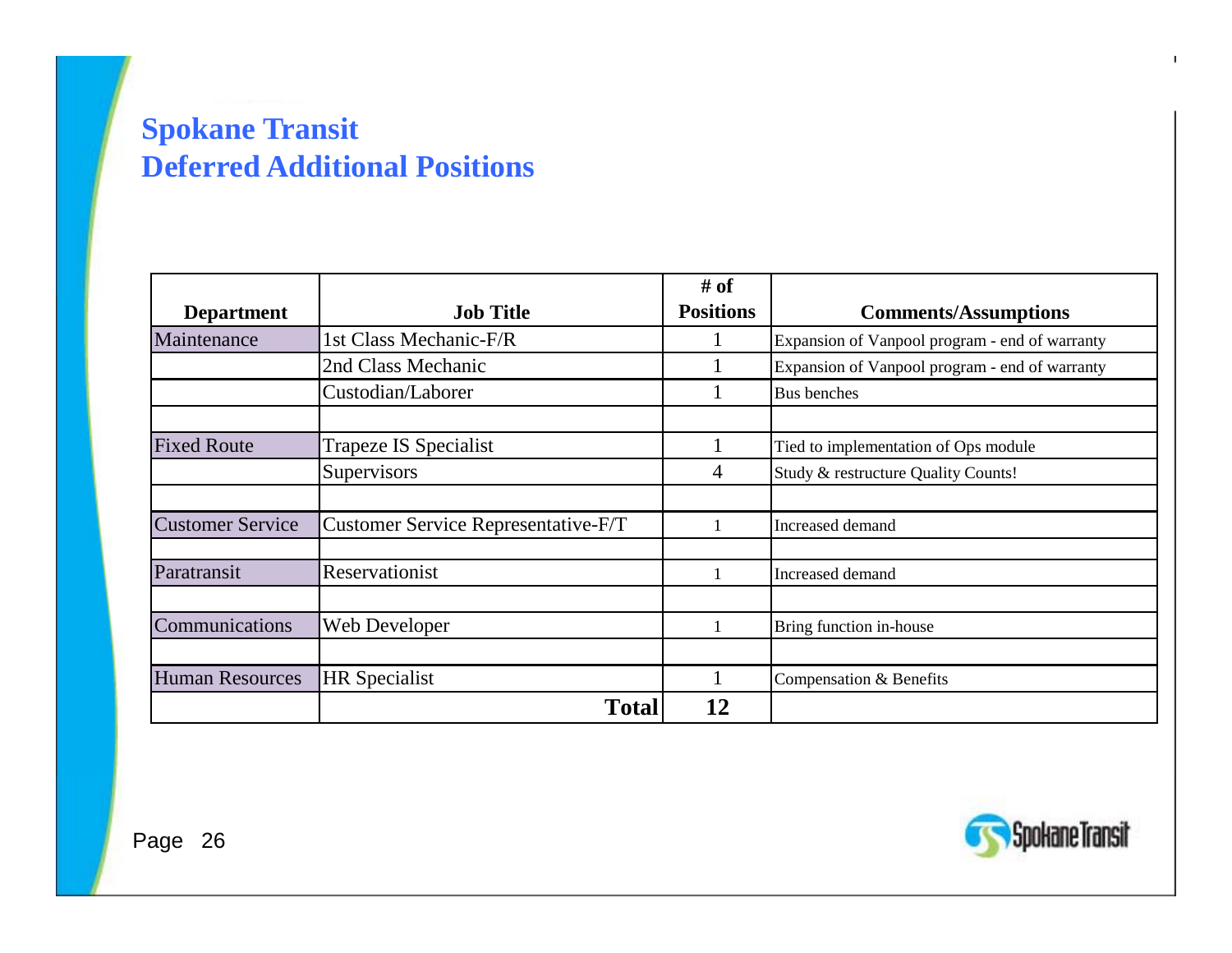# Spokane Transit
## Deferred Additional Positions

| Department | Job Title | # of Positions | Comments/Assumptions |
|---|---|---|---|
| Maintenance | 1st Class Mechanic-F/R | 1 | Expansion of Vanpool program - end of warranty |
| | 2nd Class Mechanic | 1 | Expansion of Vanpool program - end of warranty |
| | Custodian/Laborer | 1 | Bus benches |
| | | | |
| Fixed Route | Trapeze IS Specialist | 1 | Tied to implementation of Ops module |
| | Supervisors | 4 | Study & restructure Quality Counts! |
| | | | |
| Customer Service | Customer Service Representative-F/T | 1 | Increased demand |
| | | | |
| Paratransit | Reservationist | 1 | Increased demand |
| | | | |
| Communications | Web Developer | 1 | Bring function in-house |
| | | | |
| Human Resources | HR Specialist | 1 | Compensation & Benefits |
| | **Total** | **12** | |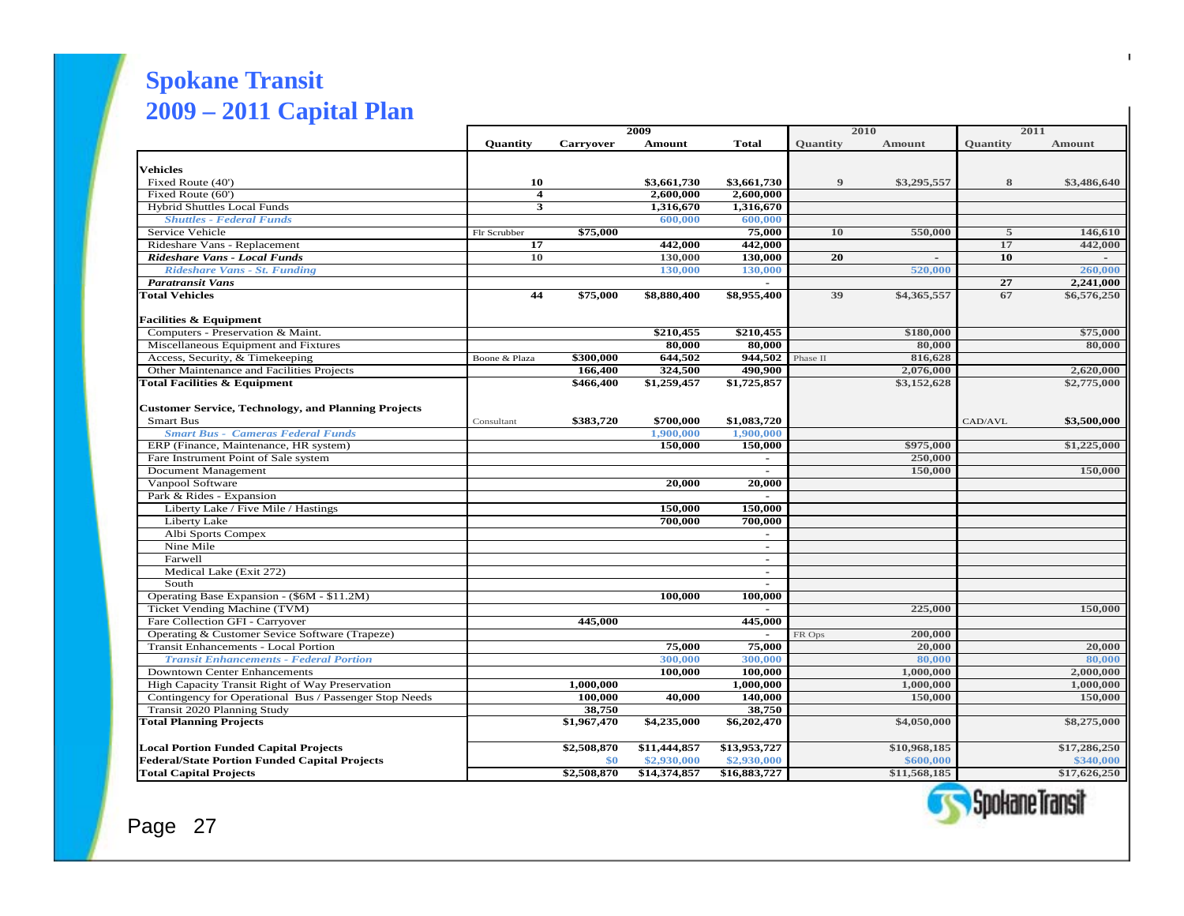# Spokane Transit
# 2009 – 2011 Capital Plan

| | 2009 | | | | 2010 | | 2011 | |
|---|---|---|---|---|---|---|---|---|
| | Quantity | Carryover | Amount | Total | Quantity | Amount | Quantity | Amount |
| **Vehicles** | | | | | | | | |
| Fixed Route (40') | 10 | | $3,661,730 | $3,661,730 | 9 | $3,295,557 | 8 | $3,486,640 |
| Fixed Route (60') | 4 | | 2,600,000 | 2,600,000 | | | | |
| Hybrid Shuttles Local Funds | 3 | | 1,316,670 | 1,316,670 | | | | |
| *Shuttles - Federal Funds* | | | 600,000 | 600,000 | | | | |
| Service Vehicle | Flr Scrubber | $75,000 | | 75,000 | 10 | 550,000 | 5 | 146,610 |
| Rideshare Vans - Replacement | 17 | | 442,000 | 442,000 | | | 17 | 442,000 |
| ***Rideshare Vans - Local Funds*** | 10 | | 130,000 | 130,000 | 20 | - | 10 | - |
| *Rideshare Vans - St. Funding* | | | 130,000 | 130,000 | | 520,000 | | 260,000 |
| ***Paratransit Vans*** | | | | - | | | 27 | 2,241,000 |
| **Total Vehicles** | 44 | $75,000 | $8,880,400 | $8,955,400 | 39 | $4,365,557 | 67 | $6,576,250 |
| **Facilities & Equipment** | | | | | | | | |
| Computers - Preservation & Maint. | | | $210,455 | $210,455 | | $180,000 | | $75,000 |
| Miscellaneous Equipment and Fixtures | | | 80,000 | 80,000 | | 80,000 | | 80,000 |
| Access, Security, & Timekeeping | Boone & Plaza | $300,000 | 644,502 | 944,502 | Phase II | 816,628 | | |
| Other Maintenance and Facilities Projects | | 166,400 | 324,500 | 490,900 | | 2,076,000 | | 2,620,000 |
| **Total Facilities & Equipment** | | $466,400 | $1,259,457 | $1,725,857 | | $3,152,628 | | $2,775,000 |
| **Customer Service, Technology, and Planning Projects** | | | | | | | | |
| Smart Bus | Consultant | $383,720 | $700,000 | $1,083,720 | | | CAD/AVL | $3,500,000 |
| *Smart Bus - Cameras Federal Funds* | | | 1,900,000 | 1,900,000 | | | | |
| ERP (Finance, Maintenance, HR system) | | | 150,000 | 150,000 | | $975,000 | | $1,225,000 |
| Fare Instrument Point of Sale system | | | | - | | 250,000 | | |
| Document Management | | | | - | | 150,000 | | 150,000 |
| Vanpool Software | | | 20,000 | 20,000 | | | | |
| Park & Rides - Expansion | | | | - | | | | |
| Liberty Lake / Five Mile / Hastings | | | 150,000 | 150,000 | | | | |
| Liberty Lake | | | 700,000 | 700,000 | | | | |
| Albi Sports Compex | | | | - | | | | |
| Nine Mile | | | | - | | | | |
| Farwell | | | | - | | | | |
| Medical Lake (Exit 272) | | | | - | | | | |
| South | | | | - | | | | |
| Operating Base Expansion - ($6M - $11.2M) | | | 100,000 | 100,000 | | | | |
| Ticket Vending Machine (TVM) | | | | - | | 225,000 | | 150,000 |
| Fare Collection GFI - Carryover | | 445,000 | | 445,000 | | | | |
| Operating & Customer Sevice Software (Trapeze) | | | | - | FR Ops | 200,000 | | |
| Transit Enhancements - Local Portion | | | 75,000 | 75,000 | | 20,000 | | 20,000 |
| *Transit Enhancements - Federal Portion* | | | 300,000 | 300,000 | | 80,000 | | 80,000 |
| Downtown Center Enhancements | | | 100,000 | 100,000 | | 1,000,000 | | 2,000,000 |
| High Capacity Transit Right of Way Preservation | | 1,000,000 | | 1,000,000 | | 1,000,000 | | 1,000,000 |
| Contingency for Operational Bus / Passenger Stop Needs | | 100,000 | 40,000 | 140,000 | | 150,000 | | 150,000 |
| Transit 2020 Planning Study | | 38,750 | | 38,750 | | | | |
| **Total Planning Projects** | | $1,967,470 | $4,235,000 | $6,202,470 | | $4,050,000 | | $8,275,000 |
| **Local Portion Funded Capital Projects** | | $2,508,870 | $11,444,857 | $13,953,727 | | $10,968,185 | | $17,286,250 |
| **Federal/State Portion Funded Capital Projects** | | $0 | $2,930,000 | $2,930,000 | | $600,000 | | $340,000 |
| **Total Capital Projects** | | $2,508,870 | $14,374,857 | $16,883,727 | | $11,568,185 | | $17,626,250 |

Spokane Transit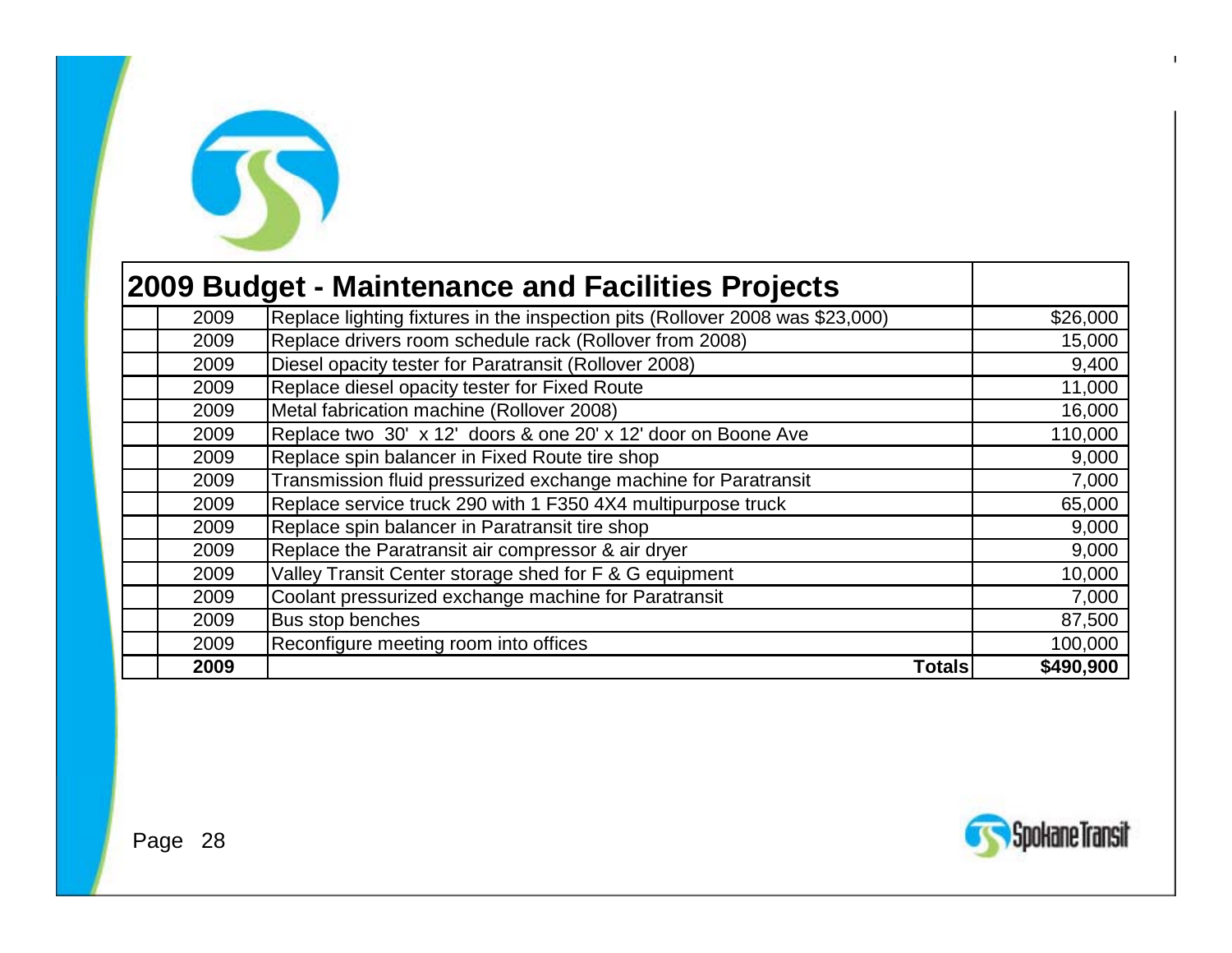| 2009 Budget - Maintenance and Facilities Projects | | | |
|---|---|---|---|
| | 2009 | Replace lighting fixtures in the inspection pits (Rollover 2008 was $23,000) | $26,000 |
| | 2009 | Replace drivers room schedule rack (Rollover from 2008) | 15,000 |
| | 2009 | Diesel opacity tester for Paratransit (Rollover 2008) | 9,400 |
| | 2009 | Replace diesel opacity tester for Fixed Route | 11,000 |
| | 2009 | Metal fabrication machine (Rollover 2008) | 16,000 |
| | 2009 | Replace two 30' x 12' doors & one 20' x 12' door on Boone Ave | 110,000 |
| | 2009 | Replace spin balancer in Fixed Route tire shop | 9,000 |
| | 2009 | Transmission fluid pressurized exchange machine for Paratransit | 7,000 |
| | 2009 | Replace service truck 290 with 1 F350 4X4 multipurpose truck | 65,000 |
| | 2009 | Replace spin balancer in Paratransit tire shop | 9,000 |
| | 2009 | Replace the Paratransit air compressor & air dryer | 9,000 |
| | 2009 | Valley Transit Center storage shed for F & G equipment | 10,000 |
| | 2009 | Coolant pressurized exchange machine for Paratransit | 7,000 |
| | 2009 | Bus stop benches | 87,500 |
| | 2009 | Reconfigure meeting room into offices | 100,000 |
| | **2009** | **Totals** | **$490,900** |